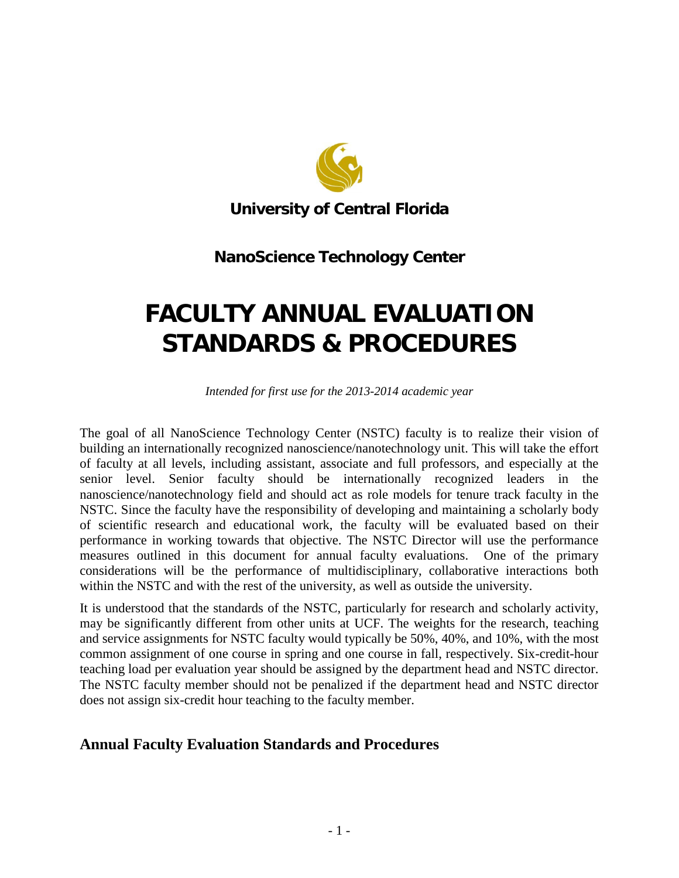**University of Central Florida**

**NanoScience Technology Center**

# FACULTY ANNUAL EVALUATION STANDARDS & PROCEDURES

*Intended for first use for the 2013-2014 academic year*

The goal of all NanoScience Technology Center (NSTC) faculty is to realize their vision of building an internationally recognized nanoscience/nanotechnology unit. This will take the effort of faculty at all levels, including assistant, associate and full professors, and especially at the senior level. Senior faculty should be internationally recognized leaders in the nanoscience/nanotechnology field and should act as role models for tenure track faculty in the NSTC. Since the faculty have the responsibility of developing and maintaining a scholarly body of scientific research and educational work, the faculty will be evaluated based on their performance in working towards that objective. The NSTC Director will use the performance measures outlined in this document for annual faculty evaluations. One of the primary considerations will be the performance of multidisciplinary, collaborative interactions both within the NSTC and with the rest of the university, as well as outside the university.

It is understood that the standards of the NSTC, particularly for research and scholarly activity, may be significantly different from other units at UCF. The weights for the research, teaching and service assignments for NSTC faculty would typically be 50%, 40%, and 10%, with the most common assignment of one course in spring and one course in fall, respectively. Six-credit-hour teaching load per evaluation year should be assigned by the department head and NSTC director. The NSTC faculty member should not be penalized if the department head and NSTC director does not assign six-credit hour teaching to the faculty member.

## Annual Faculty Evaluation Standards and Procedures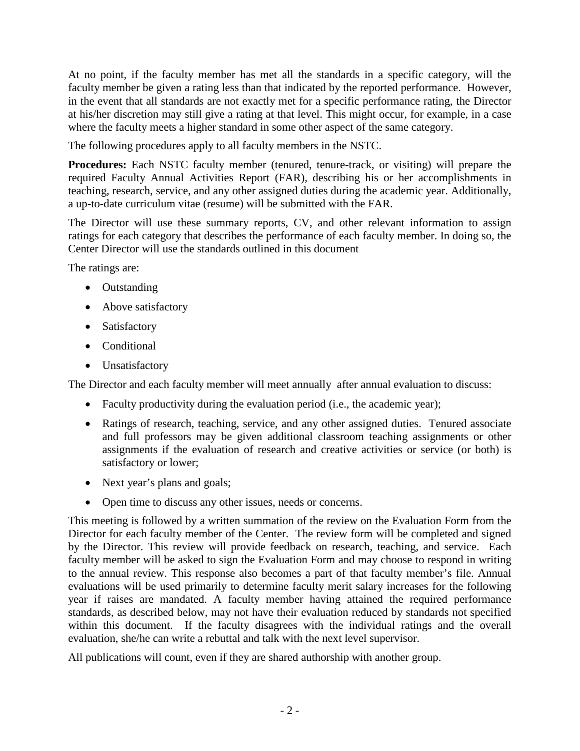At no point, if the faculty member has met all the standards in a specific category, will the faculty member be given a rating less than that indicated by the reported performance. However, in the event that all standards are not exactly met for a specific performance rating, the Director at his/her discretion may still give a rating at that level. This might occur, for example, in a case where the faculty meets a higher standard in some other aspect of the same category.

The following procedures apply to all faculty members in the NSTC.

**Procedures:** Each NSTC faculty member (tenured, tenure-track, or visiting) will prepare the required Faculty Annual Activities Report (FAR), describing his or her accomplishments in teaching, research, service, and any other assigned duties during the academic year. Additionally, a up-to-date curriculum vitae (resume) will be submitted with the FAR.

The Director will use these summary reports, CV, and other relevant information to assign ratings for each category that describes the performance of each faculty member. In doing so, the Center Director will use the standards outlined in this document

The ratings are:

- Outstanding
- Above satisfactory
- Satisfactory
- Conditional
- Unsatisfactory

The Director and each faculty member will meet annually after annual evaluation to discuss:

- Faculty productivity during the evaluation period (i.e., the academic year);
- Ratings of research, teaching, service, and any other assigned duties. Tenured associate and full professors may be given additional classroom teaching assignments or other assignments if the evaluation of research and creative activities or service (or both) is satisfactory or lower;
- Next year's plans and goals;
- Open time to discuss any other issues, needs or concerns.

This meeting is followed by a written summation of the review on the Evaluation Form from the Director for each faculty member of the Center. The review form will be completed and signed by the Director. This review will provide feedback on research, teaching, and service. Each faculty member will be asked to sign the Evaluation Form and may choose to respond in writing to the annual review. This response also becomes a part of that faculty member's file. Annual evaluations will be used primarily to determine faculty merit salary increases for the following year if raises are mandated. A faculty member having attained the required performance standards, as described below, may not have their evaluation reduced by standards not specified within this document. If the faculty disagrees with the individual ratings and the overall evaluation, she/he can write a rebuttal and talk with the next level supervisor.

All publications will count, even if they are shared authorship with another group.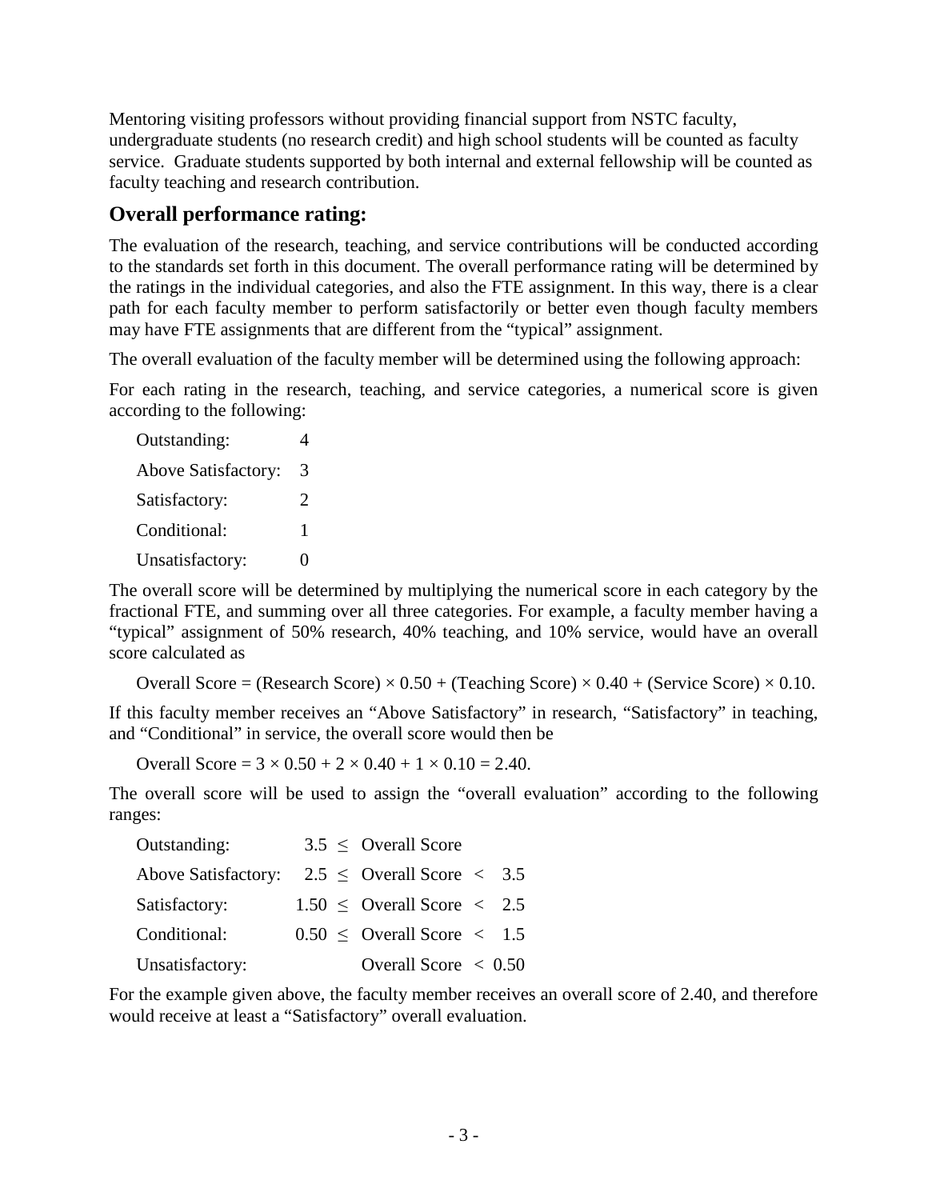Mentoring visiting professors without providing financial support from NSTC faculty, undergraduate students (no research credit) and high school students will be counted as faculty service. Graduate students supported by both internal and external fellowship will be counted as faculty teaching and research contribution.

## Overall performance rating:

The evaluation of the research, teaching, and service contributions will be conducted according to the standards set forth in this document. The overall performance rating will be determined by the ratings in the individual categories, and also the FTE assignment. In this way, there is a clear path for each faculty member to perform satisfactorily or better even though faculty members may have FTE assignments that are different from the "typical" assignment.

The overall evaluation of the faculty member will be determined using the following approach:

For each rating in the research, teaching, and service categories, a numerical score is given according to the following:

| | |
|---|---|
| Outstanding: | 4 |
| Above Satisfactory: | 3 |
| Satisfactory: | 2 |
| Conditional: | 1 |
| Unsatisfactory: | 0 |

The overall score will be determined by multiplying the numerical score in each category by the fractional FTE, and summing over all three categories. For example, a faculty member having a "typical" assignment of 50% research, 40% teaching, and 10% service, would have an overall score calculated as

$$\text{Overall Score} = (\text{Research Score}) \times 0.50 + (\text{Teaching Score}) \times 0.40 + (\text{Service Score}) \times 0.10.$$

If this faculty member receives an "Above Satisfactory" in research, "Satisfactory" in teaching, and "Conditional" in service, the overall score would then be

$$\text{Overall Score} = 3 \times 0.50 + 2 \times 0.40 + 1 \times 0.10 = 2.40.$$

The overall score will be used to assign the "overall evaluation" according to the following ranges:

| | |
|---|---|
| Outstanding: | $3.5 \leq$ Overall Score |
| Above Satisfactory: | $2.5 \leq$ Overall Score $< 3.5$ |
| Satisfactory: | $1.50 \leq$ Overall Score $< 2.5$ |
| Conditional: | $0.50 \leq$ Overall Score $< 1.5$ |
| Unsatisfactory: | Overall Score $< 0.50$ |

For the example given above, the faculty member receives an overall score of 2.40, and therefore would receive at least a "Satisfactory" overall evaluation.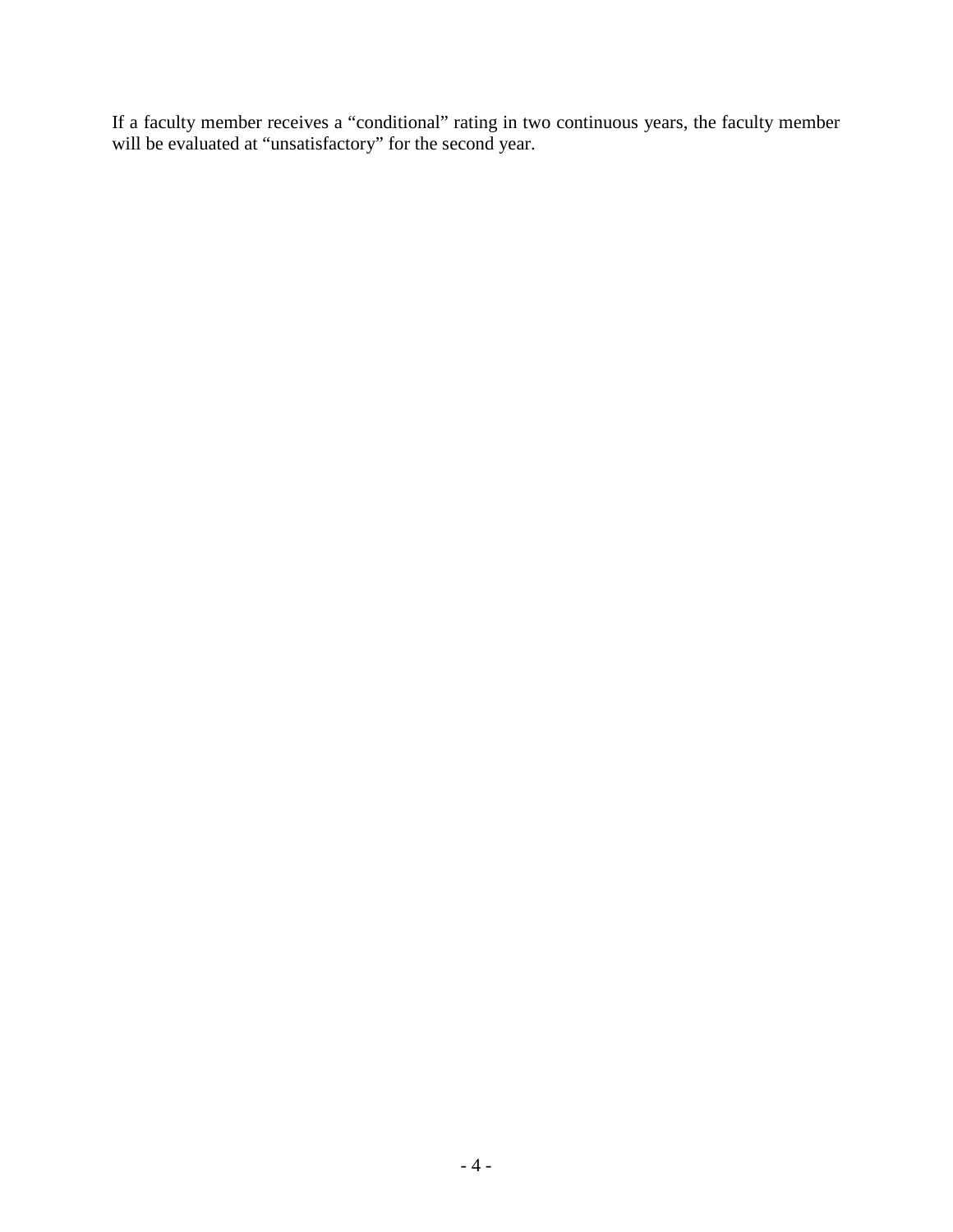If a faculty member receives a "conditional" rating in two continuous years, the faculty member will be evaluated at "unsatisfactory" for the second year.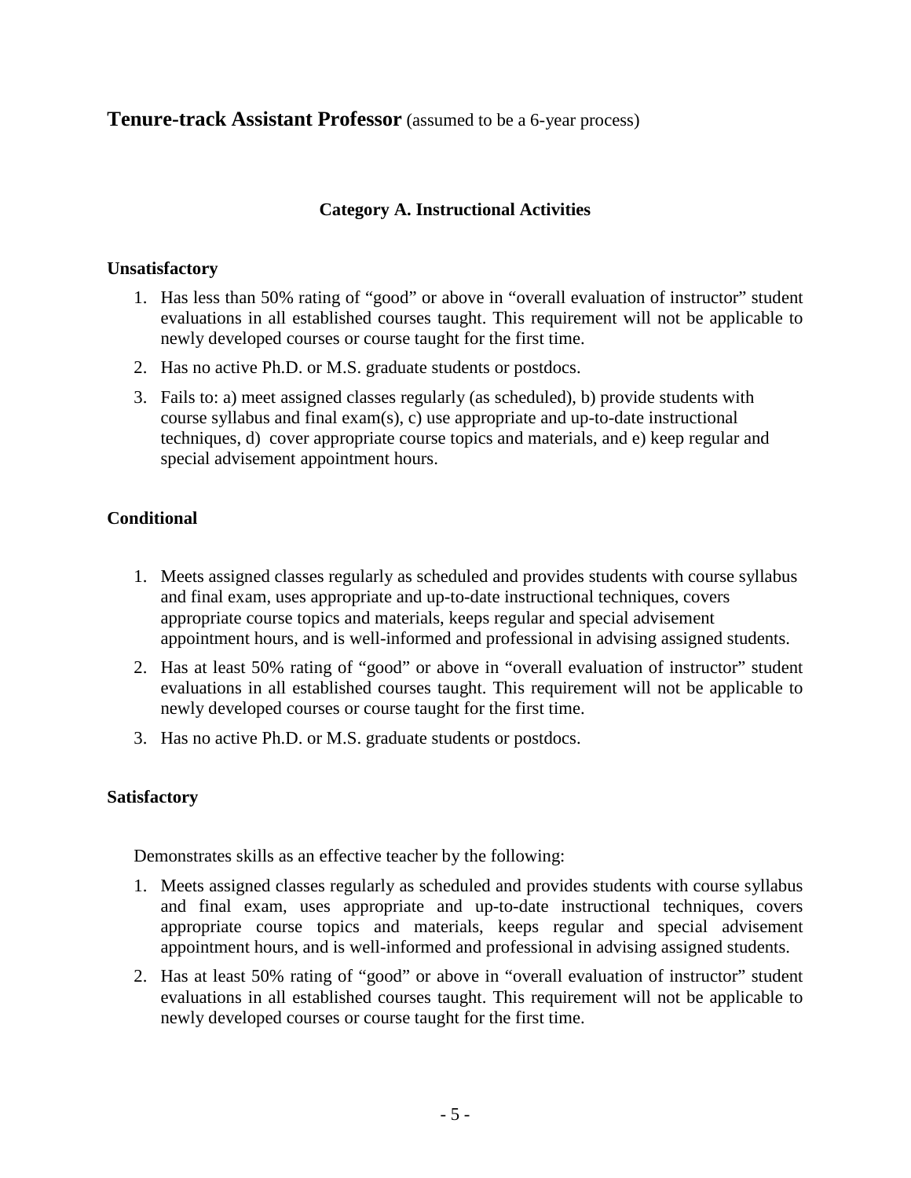## **Tenure-track Assistant Professor** (assumed to be a 6-year process)

### Category A. Instructional Activities

**Unsatisfactory**

1. Has less than 50% rating of "good" or above in "overall evaluation of instructor" student evaluations in all established courses taught. This requirement will not be applicable to newly developed courses or course taught for the first time.
2. Has no active Ph.D. or M.S. graduate students or postdocs.
3. Fails to: a) meet assigned classes regularly (as scheduled), b) provide students with course syllabus and final exam(s), c) use appropriate and up-to-date instructional techniques, d) cover appropriate course topics and materials, and e) keep regular and special advisement appointment hours.

**Conditional**

1. Meets assigned classes regularly as scheduled and provides students with course syllabus and final exam, uses appropriate and up-to-date instructional techniques, covers appropriate course topics and materials, keeps regular and special advisement appointment hours, and is well-informed and professional in advising assigned students.
2. Has at least 50% rating of "good" or above in "overall evaluation of instructor" student evaluations in all established courses taught. This requirement will not be applicable to newly developed courses or course taught for the first time.
3. Has no active Ph.D. or M.S. graduate students or postdocs.

**Satisfactory**

Demonstrates skills as an effective teacher by the following:

1. Meets assigned classes regularly as scheduled and provides students with course syllabus and final exam, uses appropriate and up-to-date instructional techniques, covers appropriate course topics and materials, keeps regular and special advisement appointment hours, and is well-informed and professional in advising assigned students.
2. Has at least 50% rating of "good" or above in "overall evaluation of instructor" student evaluations in all established courses taught. This requirement will not be applicable to newly developed courses or course taught for the first time.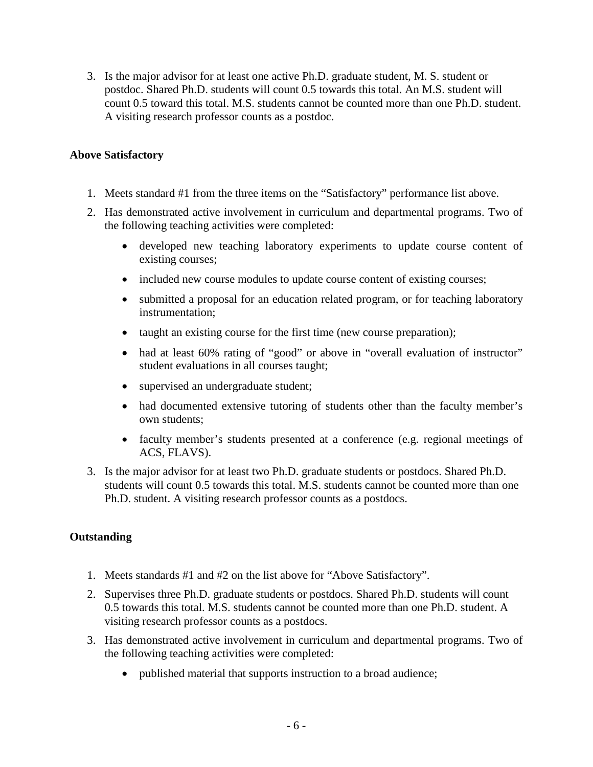3. Is the major advisor for at least one active Ph.D. graduate student, M. S. student or postdoc. Shared Ph.D. students will count 0.5 towards this total. An M.S. student will count 0.5 toward this total. M.S. students cannot be counted more than one Ph.D. student. A visiting research professor counts as a postdoc.

**Above Satisfactory**

1. Meets standard #1 from the three items on the "Satisfactory" performance list above.
2. Has demonstrated active involvement in curriculum and departmental programs. Two of the following teaching activities were completed:
    - developed new teaching laboratory experiments to update course content of existing courses;
    - included new course modules to update course content of existing courses;
    - submitted a proposal for an education related program, or for teaching laboratory instrumentation;
    - taught an existing course for the first time (new course preparation);
    - had at least 60% rating of "good" or above in "overall evaluation of instructor" student evaluations in all courses taught;
    - supervised an undergraduate student;
    - had documented extensive tutoring of students other than the faculty member's own students;
    - faculty member's students presented at a conference (e.g. regional meetings of ACS, FLAVS).
3. Is the major advisor for at least two Ph.D. graduate students or postdocs. Shared Ph.D. students will count 0.5 towards this total. M.S. students cannot be counted more than one Ph.D. student. A visiting research professor counts as a postdocs.

**Outstanding**

1. Meets standards #1 and #2 on the list above for "Above Satisfactory".
2. Supervises three Ph.D. graduate students or postdocs. Shared Ph.D. students will count 0.5 towards this total. M.S. students cannot be counted more than one Ph.D. student. A visiting research professor counts as a postdocs.
3. Has demonstrated active involvement in curriculum and departmental programs. Two of the following teaching activities were completed:
    - published material that supports instruction to a broad audience;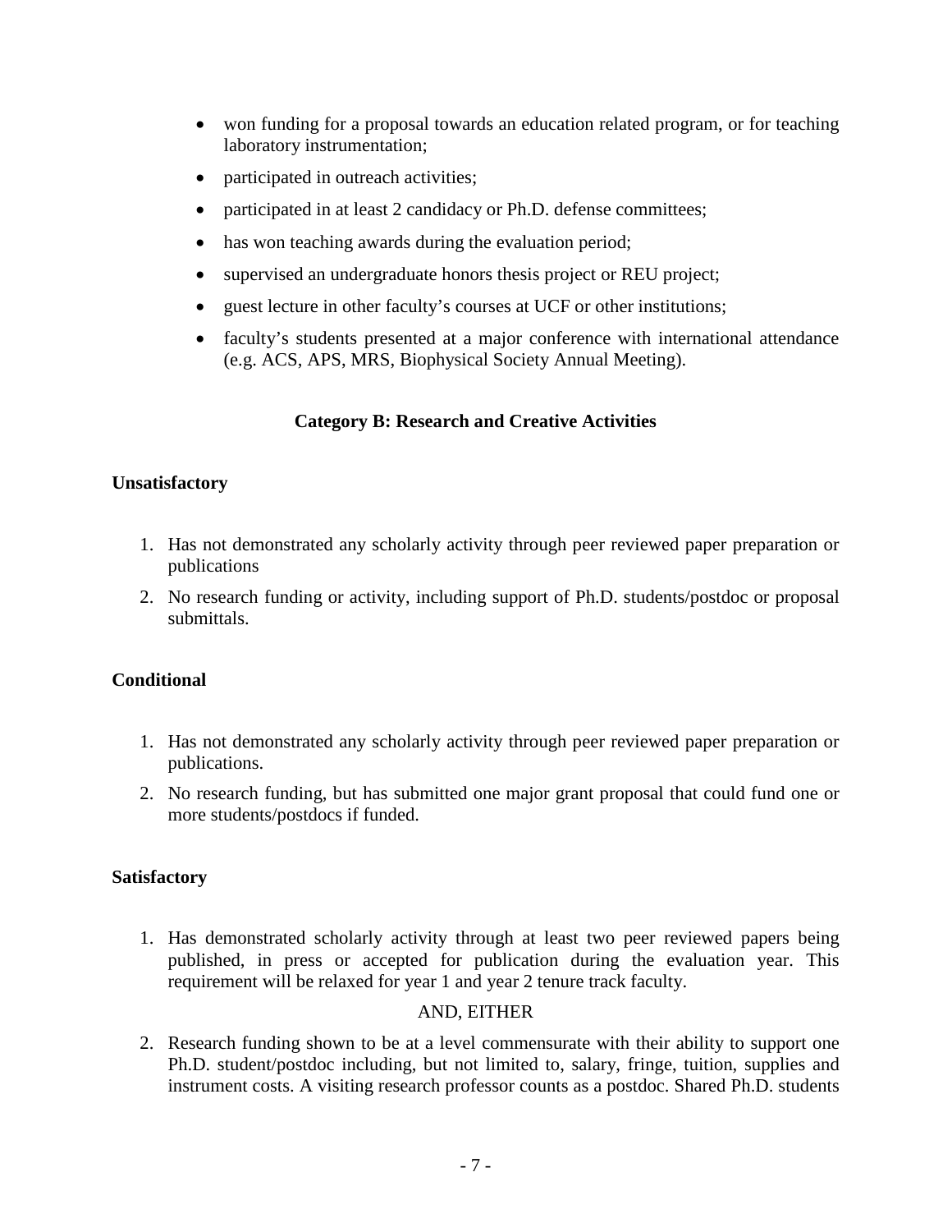- won funding for a proposal towards an education related program, or for teaching laboratory instrumentation;
- participated in outreach activities;
- participated in at least 2 candidacy or Ph.D. defense committees;
- has won teaching awards during the evaluation period;
- supervised an undergraduate honors thesis project or REU project;
- guest lecture in other faculty's courses at UCF or other institutions;
- faculty's students presented at a major conference with international attendance (e.g. ACS, APS, MRS, Biophysical Society Annual Meeting).

## Category B: Research and Creative Activities

**Unsatisfactory**

1. Has not demonstrated any scholarly activity through peer reviewed paper preparation or publications
2. No research funding or activity, including support of Ph.D. students/postdoc or proposal submittals.

**Conditional**

1. Has not demonstrated any scholarly activity through peer reviewed paper preparation or publications.
2. No research funding, but has submitted one major grant proposal that could fund one or more students/postdocs if funded.

**Satisfactory**

1. Has demonstrated scholarly activity through at least two peer reviewed papers being published, in press or accepted for publication during the evaluation year. This requirement will be relaxed for year 1 and year 2 tenure track faculty.

AND, EITHER

2. Research funding shown to be at a level commensurate with their ability to support one Ph.D. student/postdoc including, but not limited to, salary, fringe, tuition, supplies and instrument costs. A visiting research professor counts as a postdoc. Shared Ph.D. students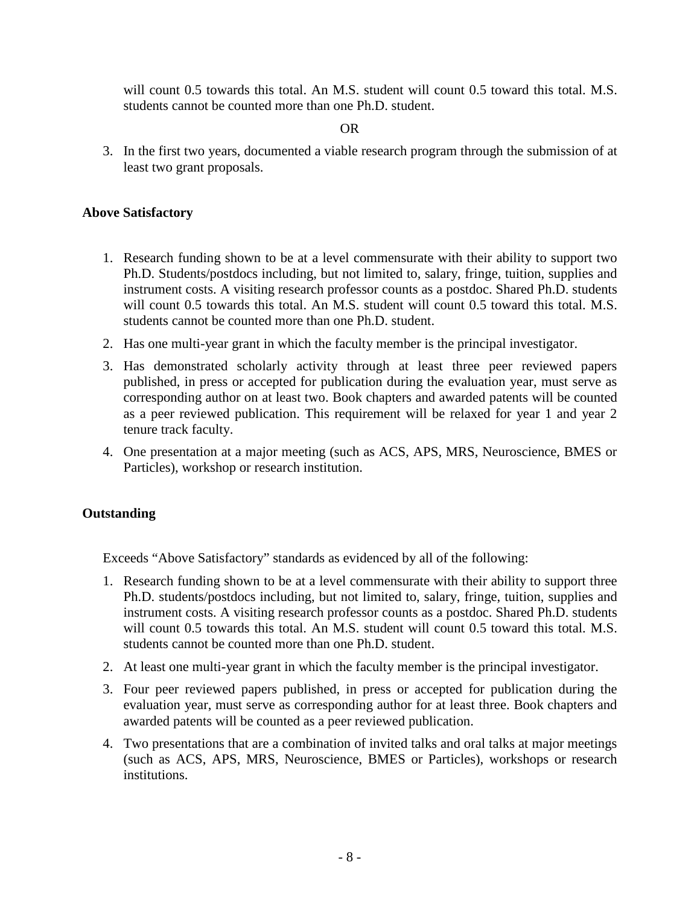will count 0.5 towards this total. An M.S. student will count 0.5 toward this total. M.S. students cannot be counted more than one Ph.D. student.

OR

3. In the first two years, documented a viable research program through the submission of at least two grant proposals.

**Above Satisfactory**

1. Research funding shown to be at a level commensurate with their ability to support two Ph.D. Students/postdocs including, but not limited to, salary, fringe, tuition, supplies and instrument costs. A visiting research professor counts as a postdoc. Shared Ph.D. students will count 0.5 towards this total. An M.S. student will count 0.5 toward this total. M.S. students cannot be counted more than one Ph.D. student.
2. Has one multi-year grant in which the faculty member is the principal investigator.
3. Has demonstrated scholarly activity through at least three peer reviewed papers published, in press or accepted for publication during the evaluation year, must serve as corresponding author on at least two. Book chapters and awarded patents will be counted as a peer reviewed publication. This requirement will be relaxed for year 1 and year 2 tenure track faculty.
4. One presentation at a major meeting (such as ACS, APS, MRS, Neuroscience, BMES or Particles), workshop or research institution.

**Outstanding**

Exceeds "Above Satisfactory" standards as evidenced by all of the following:

1. Research funding shown to be at a level commensurate with their ability to support three Ph.D. students/postdocs including, but not limited to, salary, fringe, tuition, supplies and instrument costs. A visiting research professor counts as a postdoc. Shared Ph.D. students will count 0.5 towards this total. An M.S. student will count 0.5 toward this total. M.S. students cannot be counted more than one Ph.D. student.
2. At least one multi-year grant in which the faculty member is the principal investigator.
3. Four peer reviewed papers published, in press or accepted for publication during the evaluation year, must serve as corresponding author for at least three. Book chapters and awarded patents will be counted as a peer reviewed publication.
4. Two presentations that are a combination of invited talks and oral talks at major meetings (such as ACS, APS, MRS, Neuroscience, BMES or Particles), workshops or research institutions.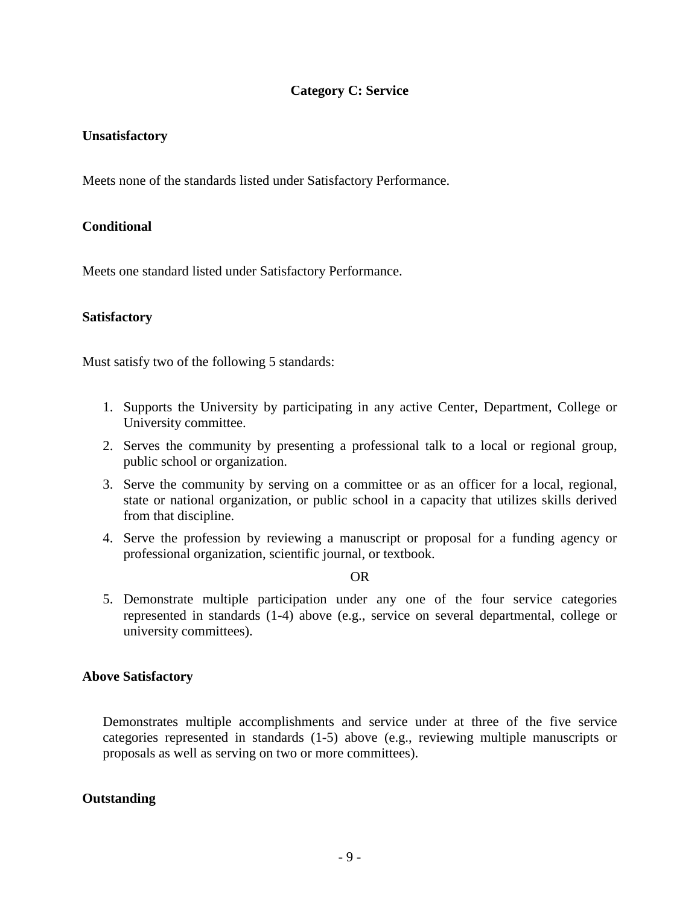## Category C: Service

### Unsatisfactory

Meets none of the standards listed under Satisfactory Performance.

### Conditional

Meets one standard listed under Satisfactory Performance.

### Satisfactory

Must satisfy two of the following 5 standards:

1. Supports the University by participating in any active Center, Department, College or University committee.
2. Serves the community by presenting a professional talk to a local or regional group, public school or organization.
3. Serve the community by serving on a committee or as an officer for a local, regional, state or national organization, or public school in a capacity that utilizes skills derived from that discipline.
4. Serve the profession by reviewing a manuscript or proposal for a funding agency or professional organization, scientific journal, or textbook.

OR

5. Demonstrate multiple participation under any one of the four service categories represented in standards (1-4) above (e.g., service on several departmental, college or university committees).

### Above Satisfactory

Demonstrates multiple accomplishments and service under at three of the five service categories represented in standards (1-5) above (e.g., reviewing multiple manuscripts or proposals as well as serving on two or more committees).

### Outstanding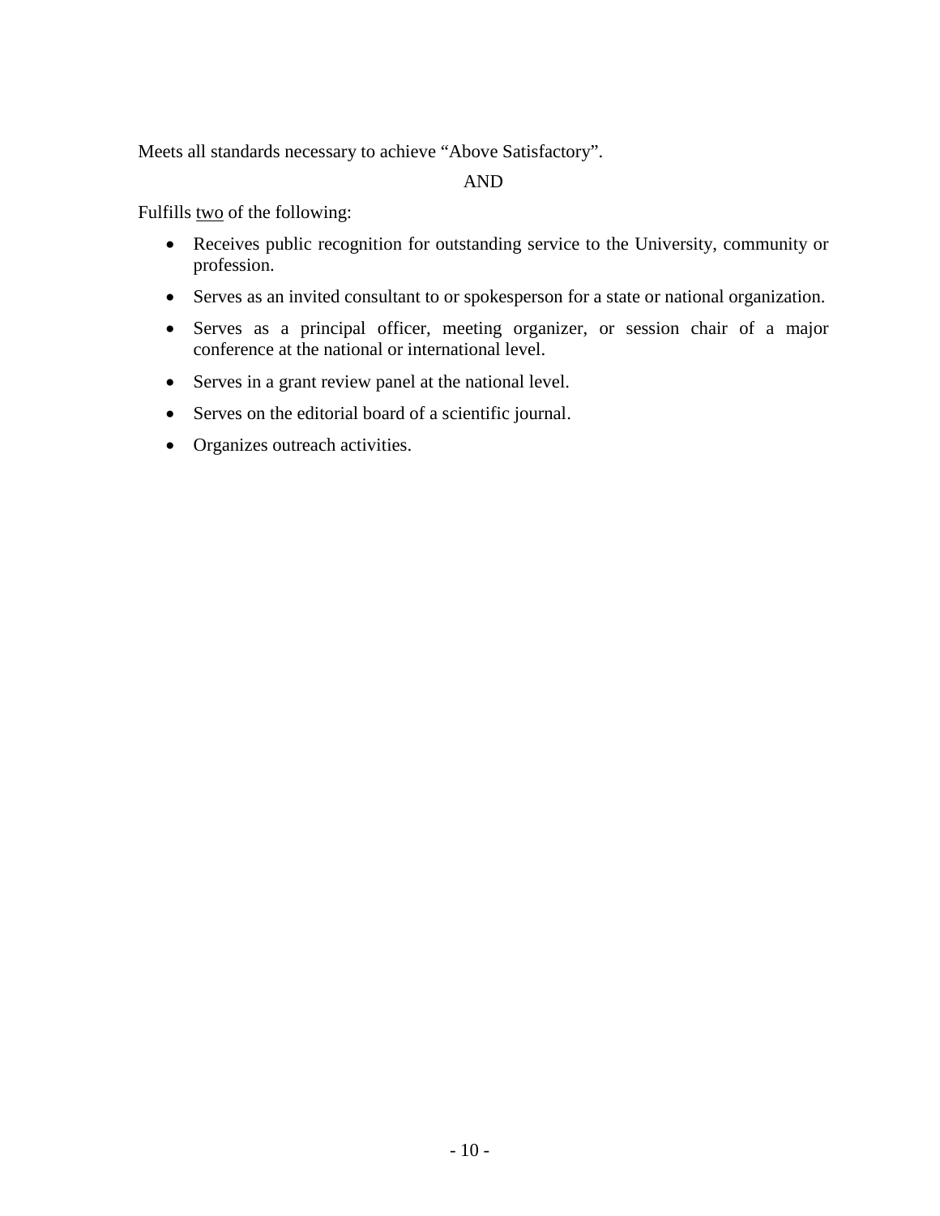Meets all standards necessary to achieve "Above Satisfactory".

AND

Fulfills <u>two</u> of the following:

- Receives public recognition for outstanding service to the University, community or profession.
- Serves as an invited consultant to or spokesperson for a state or national organization.
- Serves as a principal officer, meeting organizer, or session chair of a major conference at the national or international level.
- Serves in a grant review panel at the national level.
- Serves on the editorial board of a scientific journal.
- Organizes outreach activities.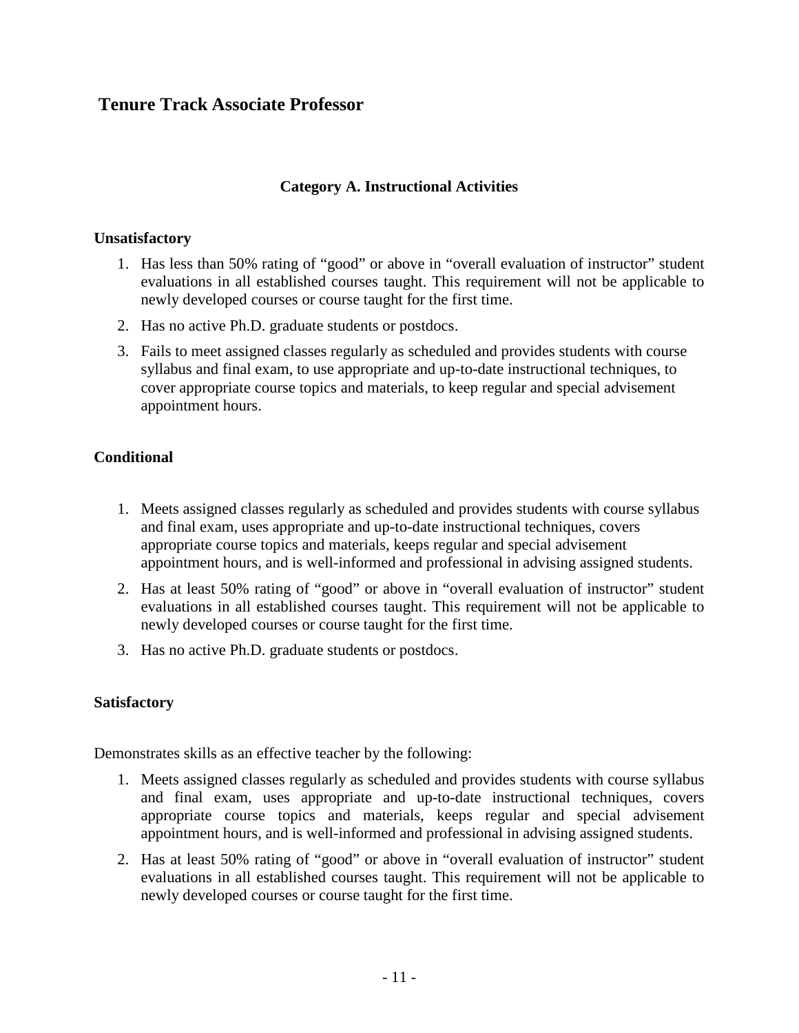## Tenure Track Associate Professor

### Category A. Instructional Activities

**Unsatisfactory**

1. Has less than 50% rating of “good” or above in “overall evaluation of instructor” student evaluations in all established courses taught. This requirement will not be applicable to newly developed courses or course taught for the first time.
2. Has no active Ph.D. graduate students or postdocs.
3. Fails to meet assigned classes regularly as scheduled and provides students with course syllabus and final exam, to use appropriate and up-to-date instructional techniques, to cover appropriate course topics and materials, to keep regular and special advisement appointment hours.

**Conditional**

1. Meets assigned classes regularly as scheduled and provides students with course syllabus and final exam, uses appropriate and up-to-date instructional techniques, covers appropriate course topics and materials, keeps regular and special advisement appointment hours, and is well-informed and professional in advising assigned students.
2. Has at least 50% rating of “good” or above in “overall evaluation of instructor” student evaluations in all established courses taught. This requirement will not be applicable to newly developed courses or course taught for the first time.
3. Has no active Ph.D. graduate students or postdocs.

**Satisfactory**

Demonstrates skills as an effective teacher by the following:

1. Meets assigned classes regularly as scheduled and provides students with course syllabus and final exam, uses appropriate and up-to-date instructional techniques, covers appropriate course topics and materials, keeps regular and special advisement appointment hours, and is well-informed and professional in advising assigned students.
2. Has at least 50% rating of “good” or above in “overall evaluation of instructor” student evaluations in all established courses taught. This requirement will not be applicable to newly developed courses or course taught for the first time.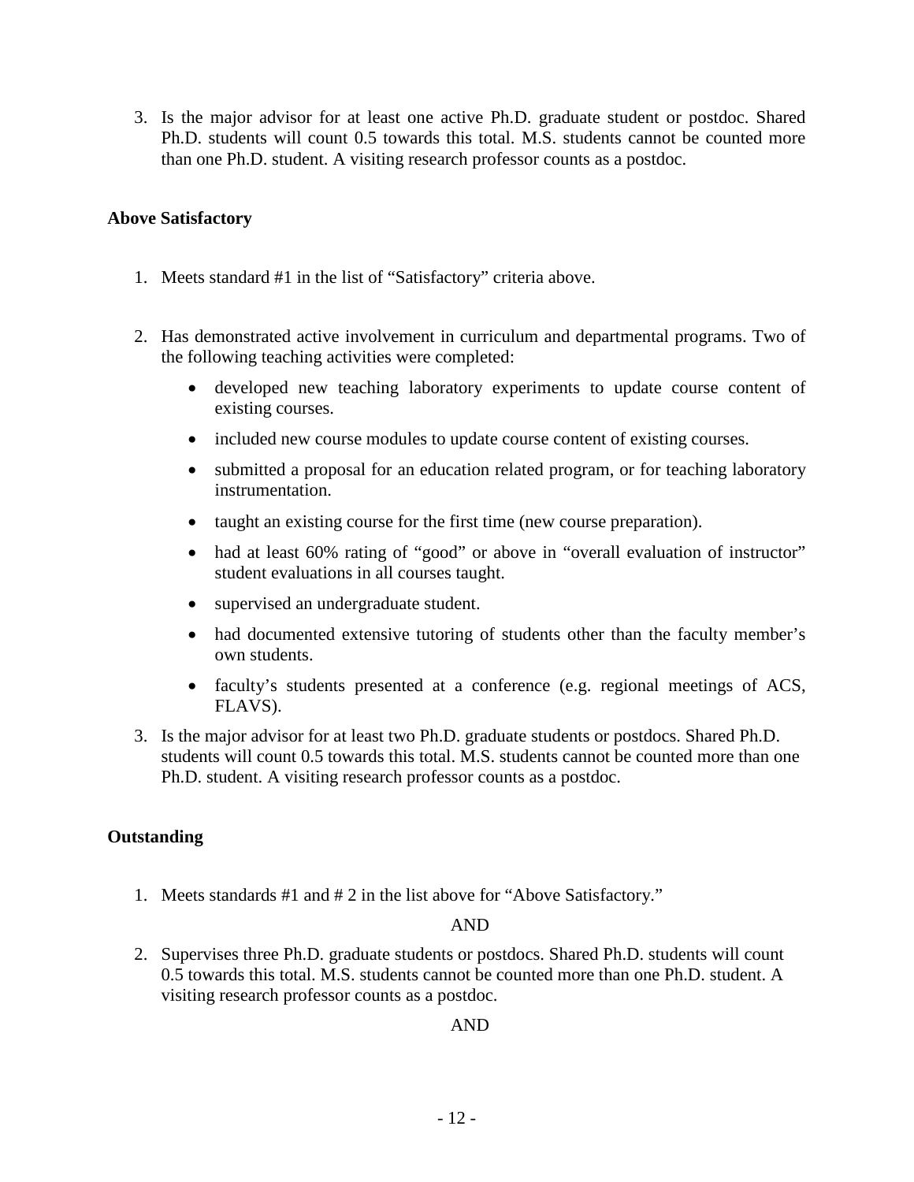3. Is the major advisor for at least one active Ph.D. graduate student or postdoc. Shared Ph.D. students will count 0.5 towards this total. M.S. students cannot be counted more than one Ph.D. student. A visiting research professor counts as a postdoc.

**Above Satisfactory**

1. Meets standard #1 in the list of "Satisfactory" criteria above.

2. Has demonstrated active involvement in curriculum and departmental programs. Two of the following teaching activities were completed:

    - developed new teaching laboratory experiments to update course content of existing courses.
    - included new course modules to update course content of existing courses.
    - submitted a proposal for an education related program, or for teaching laboratory instrumentation.
    - taught an existing course for the first time (new course preparation).
    - had at least 60% rating of "good" or above in "overall evaluation of instructor" student evaluations in all courses taught.
    - supervised an undergraduate student.
    - had documented extensive tutoring of students other than the faculty member's own students.
    - faculty's students presented at a conference (e.g. regional meetings of ACS, FLAVS).

3. Is the major advisor for at least two Ph.D. graduate students or postdocs. Shared Ph.D. students will count 0.5 towards this total. M.S. students cannot be counted more than one Ph.D. student. A visiting research professor counts as a postdoc.

**Outstanding**

1. Meets standards #1 and # 2 in the list above for "Above Satisfactory."

    AND

2. Supervises three Ph.D. graduate students or postdocs. Shared Ph.D. students will count 0.5 towards this total. M.S. students cannot be counted more than one Ph.D. student. A visiting research professor counts as a postdoc.

    AND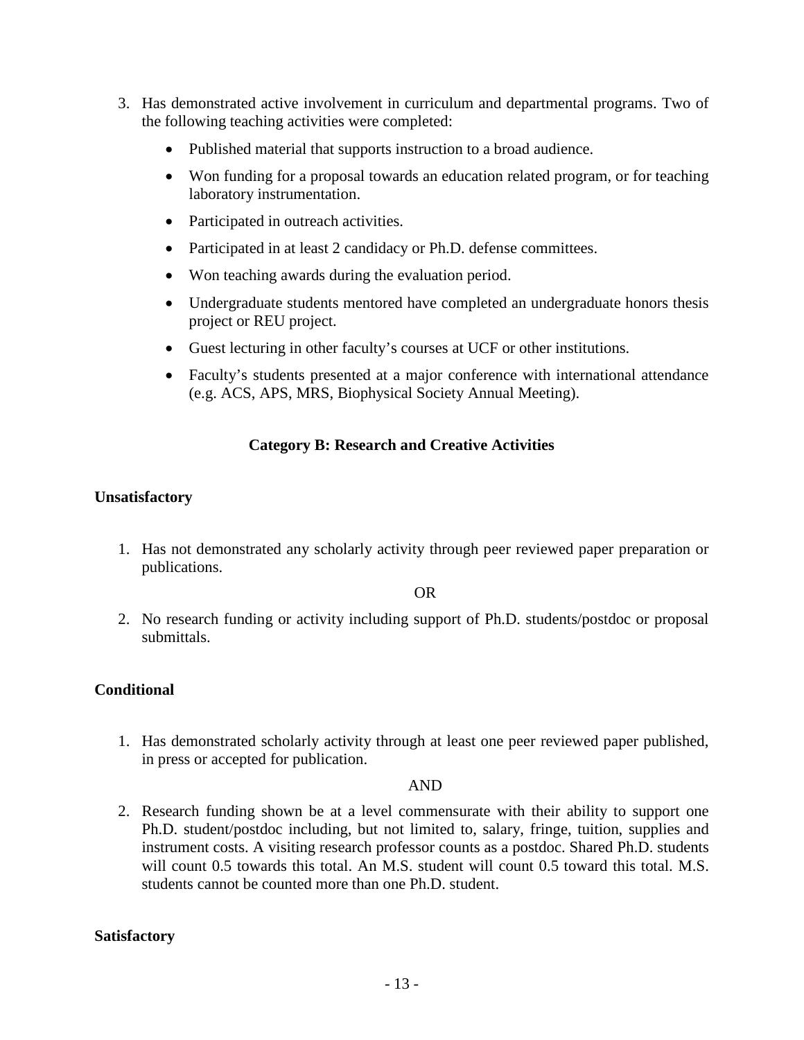3. Has demonstrated active involvement in curriculum and departmental programs. Two of the following teaching activities were completed:

    - Published material that supports instruction to a broad audience.
    - Won funding for a proposal towards an education related program, or for teaching laboratory instrumentation.
    - Participated in outreach activities.
    - Participated in at least 2 candidacy or Ph.D. defense committees.
    - Won teaching awards during the evaluation period.
    - Undergraduate students mentored have completed an undergraduate honors thesis project or REU project.
    - Guest lecturing in other faculty's courses at UCF or other institutions.
    - Faculty's students presented at a major conference with international attendance (e.g. ACS, APS, MRS, Biophysical Society Annual Meeting).

## Category B: Research and Creative Activities

**Unsatisfactory**

1. Has not demonstrated any scholarly activity through peer reviewed paper preparation or publications.

OR

2. No research funding or activity including support of Ph.D. students/postdoc or proposal submittals.

**Conditional**

1. Has demonstrated scholarly activity through at least one peer reviewed paper published, in press or accepted for publication.

AND

2. Research funding shown be at a level commensurate with their ability to support one Ph.D. student/postdoc including, but not limited to, salary, fringe, tuition, supplies and instrument costs. A visiting research professor counts as a postdoc. Shared Ph.D. students will count 0.5 towards this total. An M.S. student will count 0.5 toward this total. M.S. students cannot be counted more than one Ph.D. student.

**Satisfactory**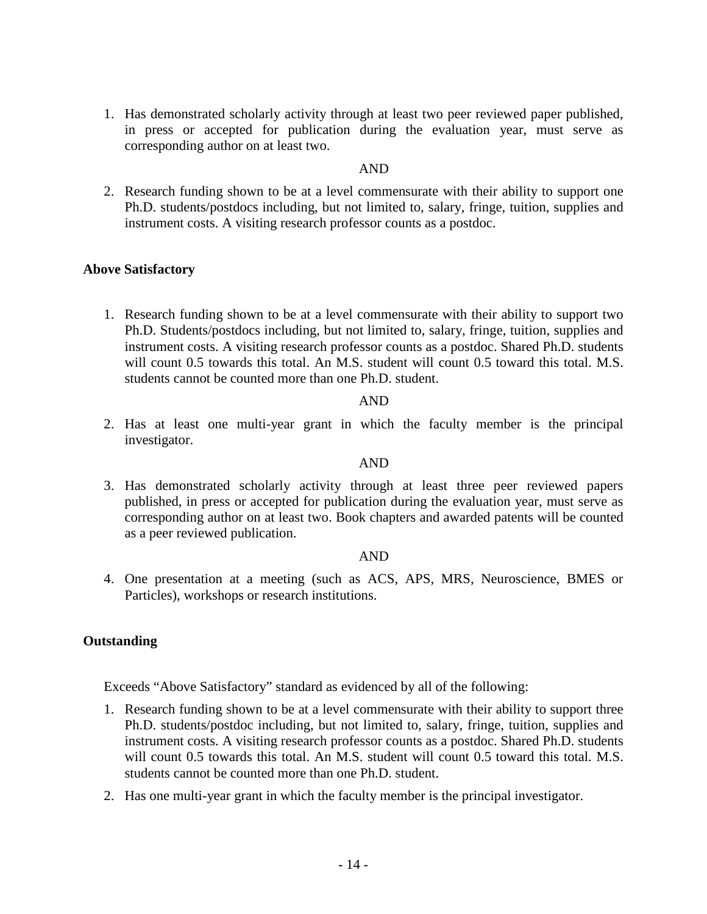1. Has demonstrated scholarly activity through at least two peer reviewed paper published, in press or accepted for publication during the evaluation year, must serve as corresponding author on at least two.

AND

2. Research funding shown to be at a level commensurate with their ability to support one Ph.D. students/postdocs including, but not limited to, salary, fringe, tuition, supplies and instrument costs. A visiting research professor counts as a postdoc.

**Above Satisfactory**

1. Research funding shown to be at a level commensurate with their ability to support two Ph.D. Students/postdocs including, but not limited to, salary, fringe, tuition, supplies and instrument costs. A visiting research professor counts as a postdoc. Shared Ph.D. students will count 0.5 towards this total. An M.S. student will count 0.5 toward this total. M.S. students cannot be counted more than one Ph.D. student.

AND

2. Has at least one multi-year grant in which the faculty member is the principal investigator.

AND

3. Has demonstrated scholarly activity through at least three peer reviewed papers published, in press or accepted for publication during the evaluation year, must serve as corresponding author on at least two. Book chapters and awarded patents will be counted as a peer reviewed publication.

AND

4. One presentation at a meeting (such as ACS, APS, MRS, Neuroscience, BMES or Particles), workshops or research institutions.

**Outstanding**

Exceeds "Above Satisfactory" standard as evidenced by all of the following:

1. Research funding shown to be at a level commensurate with their ability to support three Ph.D. students/postdoc including, but not limited to, salary, fringe, tuition, supplies and instrument costs. A visiting research professor counts as a postdoc. Shared Ph.D. students will count 0.5 towards this total. An M.S. student will count 0.5 toward this total. M.S. students cannot be counted more than one Ph.D. student.
2. Has one multi-year grant in which the faculty member is the principal investigator.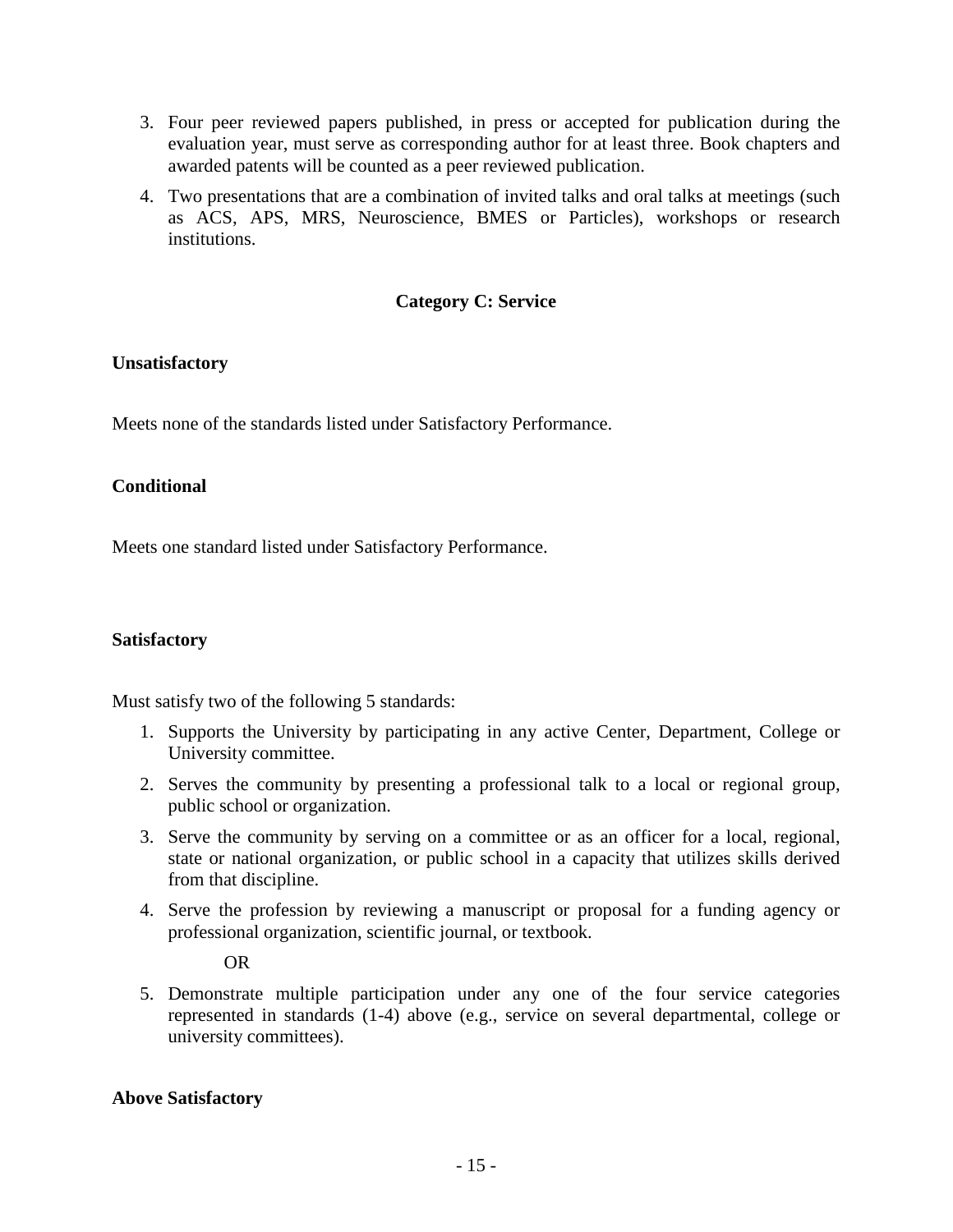3. Four peer reviewed papers published, in press or accepted for publication during the evaluation year, must serve as corresponding author for at least three. Book chapters and awarded patents will be counted as a peer reviewed publication.
4. Two presentations that are a combination of invited talks and oral talks at meetings (such as ACS, APS, MRS, Neuroscience, BMES or Particles), workshops or research institutions.

## Category C: Service

**Unsatisfactory**

Meets none of the standards listed under Satisfactory Performance.

**Conditional**

Meets one standard listed under Satisfactory Performance.

**Satisfactory**

Must satisfy two of the following 5 standards:

1. Supports the University by participating in any active Center, Department, College or University committee.
2. Serves the community by presenting a professional talk to a local or regional group, public school or organization.
3. Serve the community by serving on a committee or as an officer for a local, regional, state or national organization, or public school in a capacity that utilizes skills derived from that discipline.
4. Serve the profession by reviewing a manuscript or proposal for a funding agency or professional organization, scientific journal, or textbook.

   OR

5. Demonstrate multiple participation under any one of the four service categories represented in standards (1-4) above (e.g., service on several departmental, college or university committees).

**Above Satisfactory**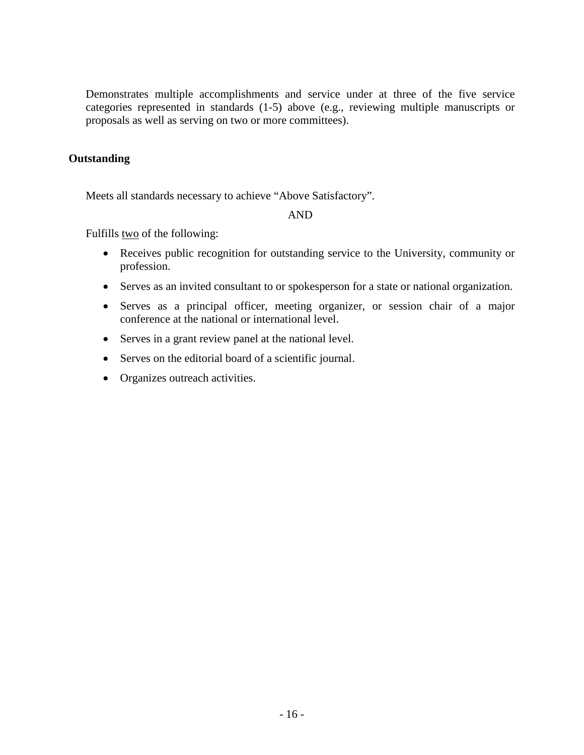Demonstrates multiple accomplishments and service under at three of the five service categories represented in standards (1-5) above (e.g., reviewing multiple manuscripts or proposals as well as serving on two or more committees).

**Outstanding**

Meets all standards necessary to achieve “Above Satisfactory”.

AND

Fulfills <u>two</u> of the following:

- Receives public recognition for outstanding service to the University, community or profession.
- Serves as an invited consultant to or spokesperson for a state or national organization.
- Serves as a principal officer, meeting organizer, or session chair of a major conference at the national or international level.
- Serves in a grant review panel at the national level.
- Serves on the editorial board of a scientific journal.
- Organizes outreach activities.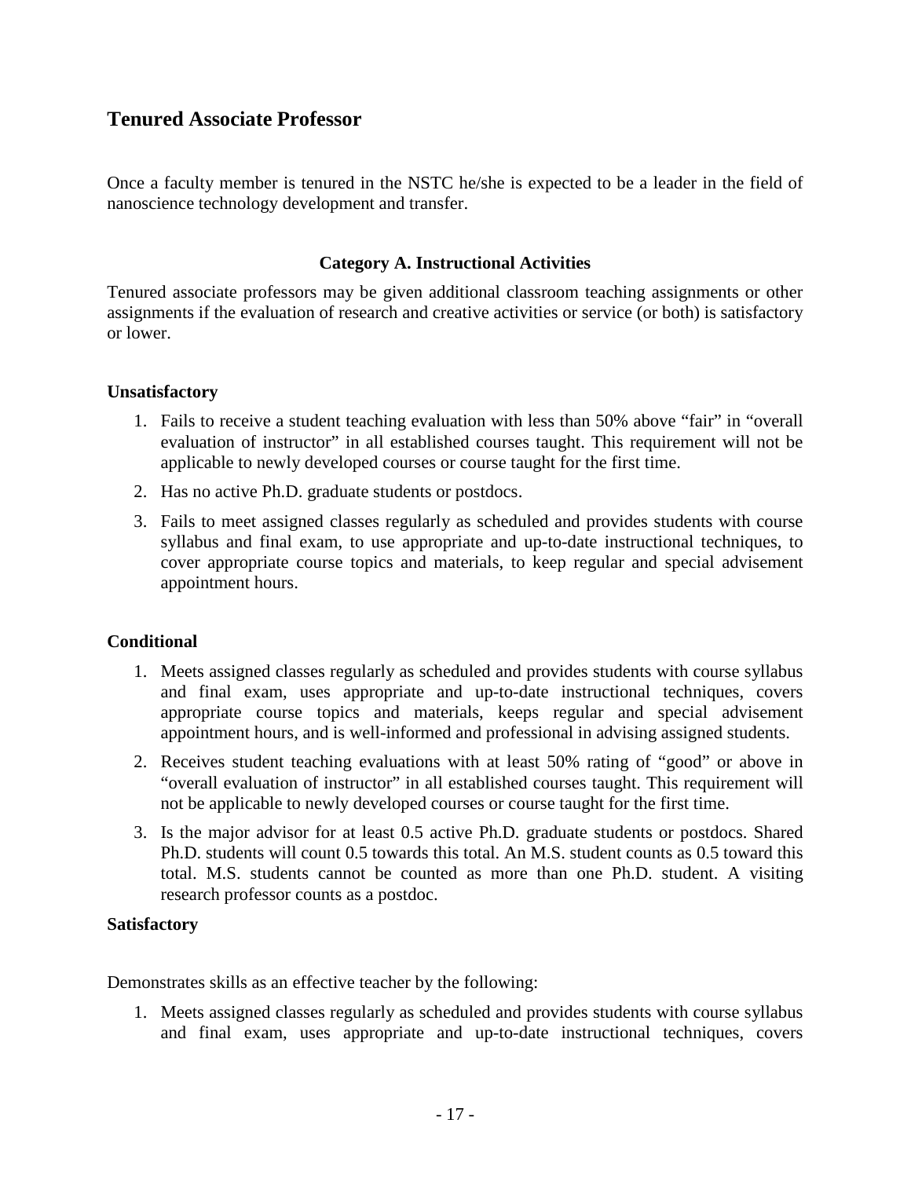## Tenured Associate Professor

Once a faculty member is tenured in the NSTC he/she is expected to be a leader in the field of nanoscience technology development and transfer.

### Category A. Instructional Activities

Tenured associate professors may be given additional classroom teaching assignments or other assignments if the evaluation of research and creative activities or service (or both) is satisfactory or lower.

**Unsatisfactory**

1. Fails to receive a student teaching evaluation with less than 50% above "fair" in "overall evaluation of instructor" in all established courses taught. This requirement will not be applicable to newly developed courses or course taught for the first time.
2. Has no active Ph.D. graduate students or postdocs.
3. Fails to meet assigned classes regularly as scheduled and provides students with course syllabus and final exam, to use appropriate and up-to-date instructional techniques, to cover appropriate course topics and materials, to keep regular and special advisement appointment hours.

**Conditional**

1. Meets assigned classes regularly as scheduled and provides students with course syllabus and final exam, uses appropriate and up-to-date instructional techniques, covers appropriate course topics and materials, keeps regular and special advisement appointment hours, and is well-informed and professional in advising assigned students.
2. Receives student teaching evaluations with at least 50% rating of "good" or above in "overall evaluation of instructor" in all established courses taught. This requirement will not be applicable to newly developed courses or course taught for the first time.
3. Is the major advisor for at least 0.5 active Ph.D. graduate students or postdocs. Shared Ph.D. students will count 0.5 towards this total. An M.S. student counts as 0.5 toward this total. M.S. students cannot be counted as more than one Ph.D. student. A visiting research professor counts as a postdoc.

**Satisfactory**

Demonstrates skills as an effective teacher by the following:

1. Meets assigned classes regularly as scheduled and provides students with course syllabus and final exam, uses appropriate and up-to-date instructional techniques, covers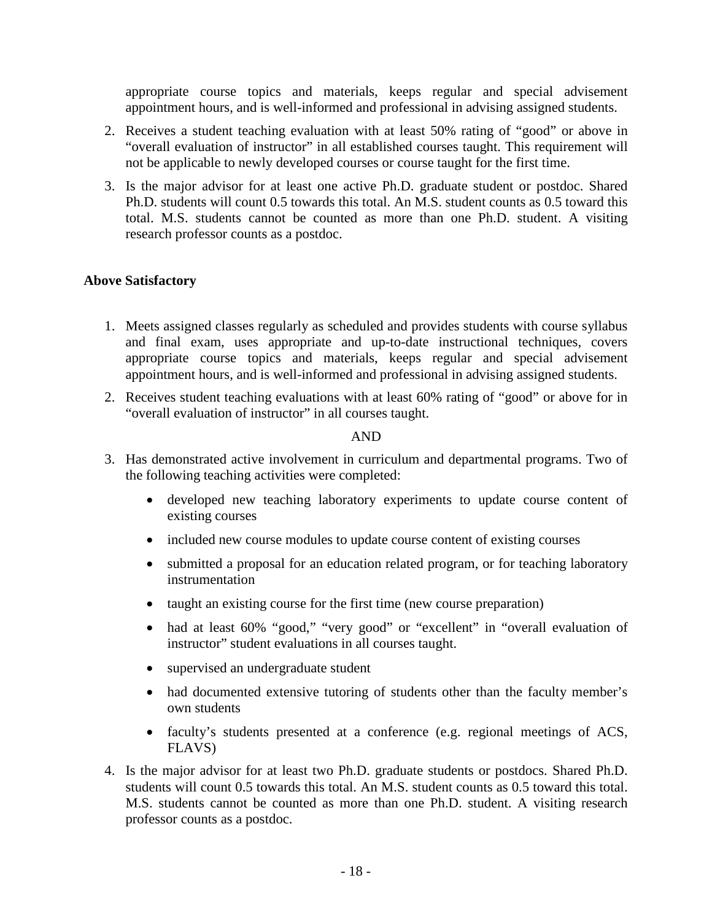appropriate course topics and materials, keeps regular and special advisement appointment hours, and is well-informed and professional in advising assigned students.

2. Receives a student teaching evaluation with at least 50% rating of “good” or above in “overall evaluation of instructor” in all established courses taught. This requirement will not be applicable to newly developed courses or course taught for the first time.
3. Is the major advisor for at least one active Ph.D. graduate student or postdoc. Shared Ph.D. students will count 0.5 towards this total. An M.S. student counts as 0.5 toward this total. M.S. students cannot be counted as more than one Ph.D. student. A visiting research professor counts as a postdoc.

**Above Satisfactory**

1. Meets assigned classes regularly as scheduled and provides students with course syllabus and final exam, uses appropriate and up-to-date instructional techniques, covers appropriate course topics and materials, keeps regular and special advisement appointment hours, and is well-informed and professional in advising assigned students.
2. Receives student teaching evaluations with at least 60% rating of “good” or above for in “overall evaluation of instructor” in all courses taught.

AND

3. Has demonstrated active involvement in curriculum and departmental programs. Two of the following teaching activities were completed:
   - developed new teaching laboratory experiments to update course content of existing courses
   - included new course modules to update course content of existing courses
   - submitted a proposal for an education related program, or for teaching laboratory instrumentation
   - taught an existing course for the first time (new course preparation)
   - had at least 60% “good,” “very good” or “excellent” in “overall evaluation of instructor” student evaluations in all courses taught.
   - supervised an undergraduate student
   - had documented extensive tutoring of students other than the faculty member’s own students
   - faculty’s students presented at a conference (e.g. regional meetings of ACS, FLAVS)
4. Is the major advisor for at least two Ph.D. graduate students or postdocs. Shared Ph.D. students will count 0.5 towards this total. An M.S. student counts as 0.5 toward this total. M.S. students cannot be counted as more than one Ph.D. student. A visiting research professor counts as a postdoc.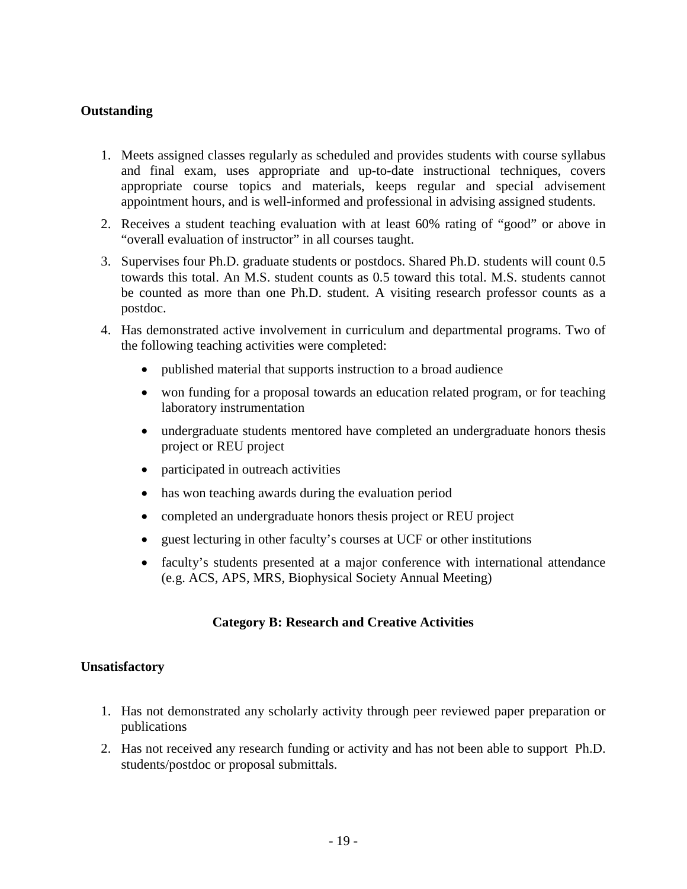**Outstanding**

1. Meets assigned classes regularly as scheduled and provides students with course syllabus and final exam, uses appropriate and up-to-date instructional techniques, covers appropriate course topics and materials, keeps regular and special advisement appointment hours, and is well-informed and professional in advising assigned students.
2. Receives a student teaching evaluation with at least 60% rating of "good" or above in "overall evaluation of instructor" in all courses taught.
3. Supervises four Ph.D. graduate students or postdocs. Shared Ph.D. students will count 0.5 towards this total. An M.S. student counts as 0.5 toward this total. M.S. students cannot be counted as more than one Ph.D. student. A visiting research professor counts as a postdoc.
4. Has demonstrated active involvement in curriculum and departmental programs. Two of the following teaching activities were completed:
   - published material that supports instruction to a broad audience
   - won funding for a proposal towards an education related program, or for teaching laboratory instrumentation
   - undergraduate students mentored have completed an undergraduate honors thesis project or REU project
   - participated in outreach activities
   - has won teaching awards during the evaluation period
   - completed an undergraduate honors thesis project or REU project
   - guest lecturing in other faculty's courses at UCF or other institutions
   - faculty's students presented at a major conference with international attendance (e.g. ACS, APS, MRS, Biophysical Society Annual Meeting)

## Category B: Research and Creative Activities

**Unsatisfactory**

1. Has not demonstrated any scholarly activity through peer reviewed paper preparation or publications
2. Has not received any research funding or activity and has not been able to support Ph.D. students/postdoc or proposal submittals.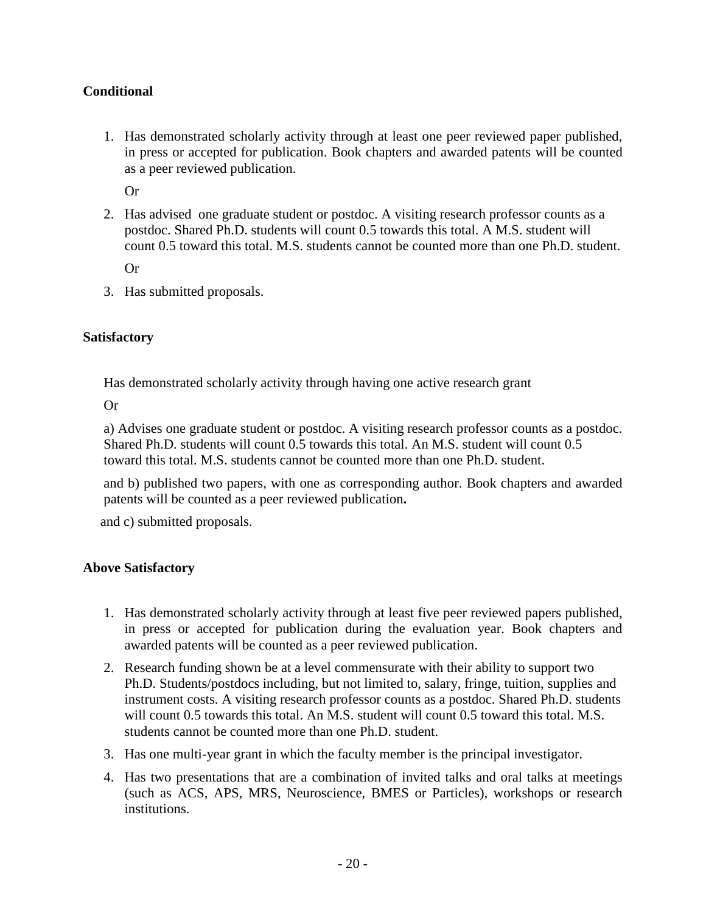**Conditional**

1. Has demonstrated scholarly activity through at least one peer reviewed paper published, in press or accepted for publication. Book chapters and awarded patents will be counted as a peer reviewed publication.

   Or

2. Has advised one graduate student or postdoc. A visiting research professor counts as a postdoc. Shared Ph.D. students will count 0.5 towards this total. A M.S. student will count 0.5 toward this total. M.S. students cannot be counted more than one Ph.D. student.

   Or

3. Has submitted proposals.

**Satisfactory**

Has demonstrated scholarly activity through having one active research grant

Or

a) Advises one graduate student or postdoc. A visiting research professor counts as a postdoc. Shared Ph.D. students will count 0.5 towards this total. An M.S. student will count 0.5 toward this total. M.S. students cannot be counted more than one Ph.D. student.

and b) published two papers, with one as corresponding author. Book chapters and awarded patents will be counted as a peer reviewed publication**.**

and c) submitted proposals.

**Above Satisfactory**

1. Has demonstrated scholarly activity through at least five peer reviewed papers published, in press or accepted for publication during the evaluation year. Book chapters and awarded patents will be counted as a peer reviewed publication.
2. Research funding shown be at a level commensurate with their ability to support two Ph.D. Students/postdocs including, but not limited to, salary, fringe, tuition, supplies and instrument costs. A visiting research professor counts as a postdoc. Shared Ph.D. students will count 0.5 towards this total. An M.S. student will count 0.5 toward this total. M.S. students cannot be counted more than one Ph.D. student.
3. Has one multi-year grant in which the faculty member is the principal investigator.
4. Has two presentations that are a combination of invited talks and oral talks at meetings (such as ACS, APS, MRS, Neuroscience, BMES or Particles), workshops or research institutions.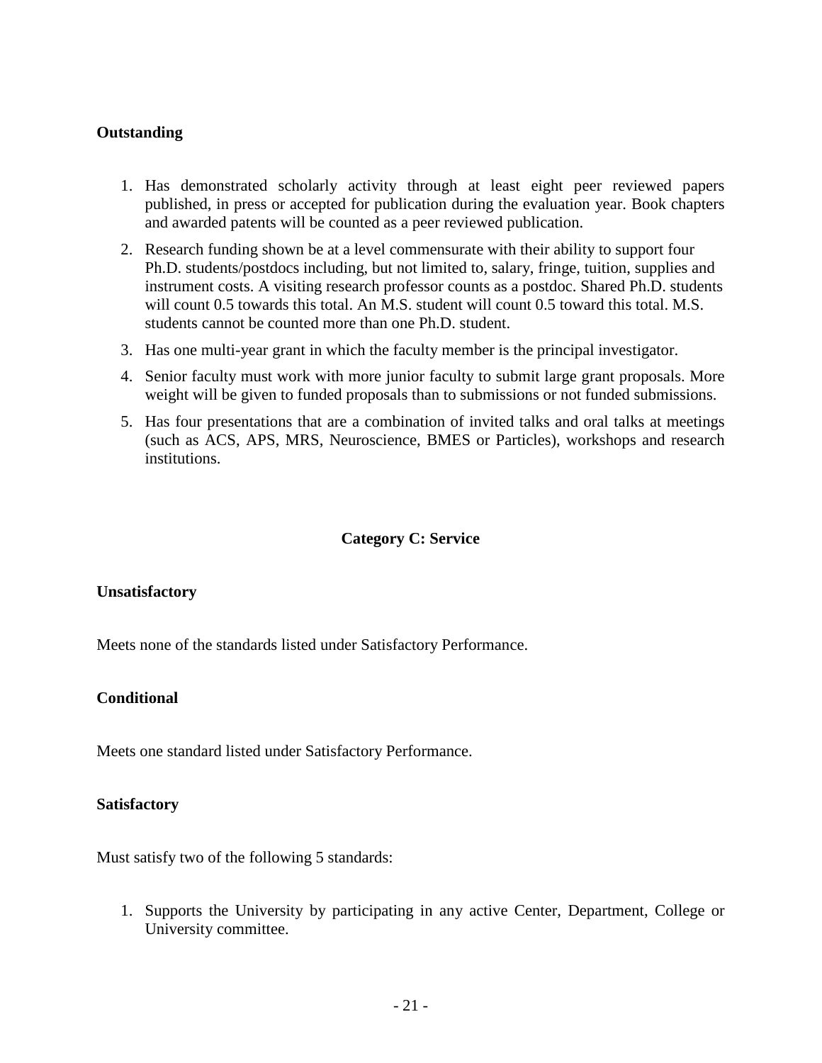**Outstanding**

1. Has demonstrated scholarly activity through at least eight peer reviewed papers published, in press or accepted for publication during the evaluation year. Book chapters and awarded patents will be counted as a peer reviewed publication.
2. Research funding shown be at a level commensurate with their ability to support four Ph.D. students/postdocs including, but not limited to, salary, fringe, tuition, supplies and instrument costs. A visiting research professor counts as a postdoc. Shared Ph.D. students will count 0.5 towards this total. An M.S. student will count 0.5 toward this total. M.S. students cannot be counted more than one Ph.D. student.
3. Has one multi-year grant in which the faculty member is the principal investigator.
4. Senior faculty must work with more junior faculty to submit large grant proposals. More weight will be given to funded proposals than to submissions or not funded submissions.
5. Has four presentations that are a combination of invited talks and oral talks at meetings (such as ACS, APS, MRS, Neuroscience, BMES or Particles), workshops and research institutions.

## Category C: Service

**Unsatisfactory**

Meets none of the standards listed under Satisfactory Performance.

**Conditional**

Meets one standard listed under Satisfactory Performance.

**Satisfactory**

Must satisfy two of the following 5 standards:

1. Supports the University by participating in any active Center, Department, College or University committee.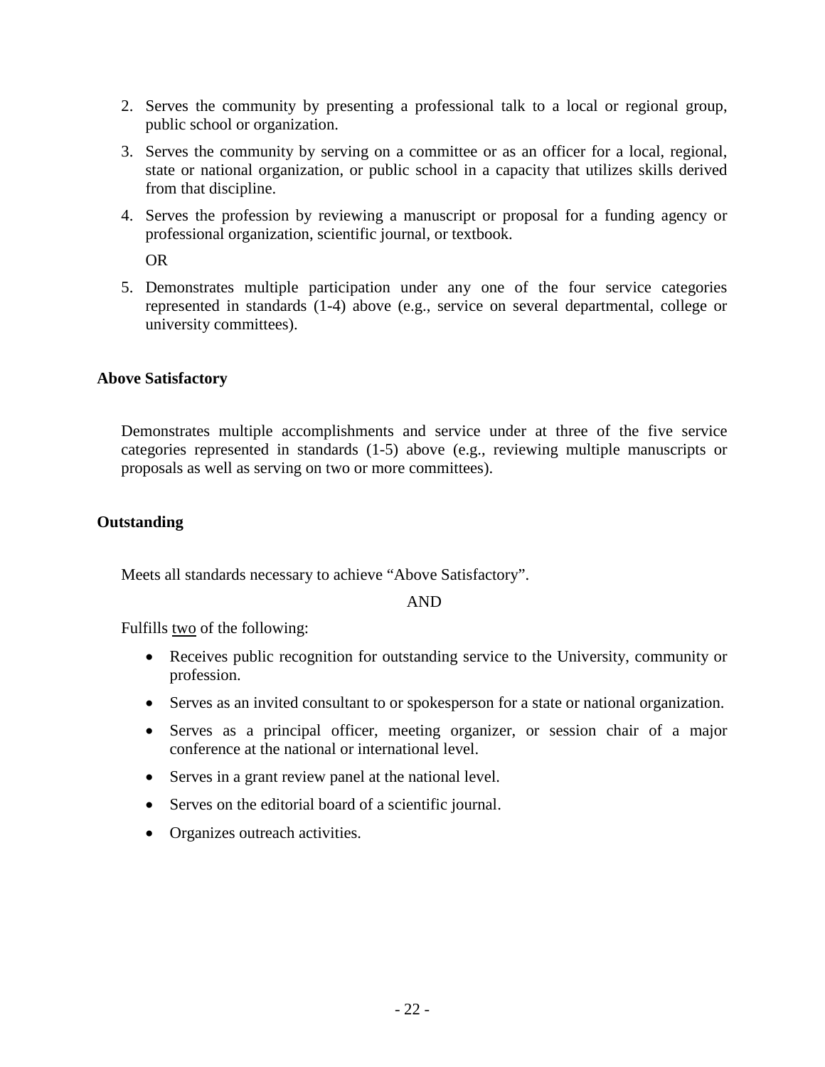2. Serves the community by presenting a professional talk to a local or regional group, public school or organization.
3. Serves the community by serving on a committee or as an officer for a local, regional, state or national organization, or public school in a capacity that utilizes skills derived from that discipline.
4. Serves the profession by reviewing a manuscript or proposal for a funding agency or professional organization, scientific journal, or textbook.

   OR

5. Demonstrates multiple participation under any one of the four service categories represented in standards (1-4) above (e.g., service on several departmental, college or university committees).

**Above Satisfactory**

Demonstrates multiple accomplishments and service under at three of the five service categories represented in standards (1-5) above (e.g., reviewing multiple manuscripts or proposals as well as serving on two or more committees).

**Outstanding**

Meets all standards necessary to achieve "Above Satisfactory".

AND

Fulfills <u>two</u> of the following:

- Receives public recognition for outstanding service to the University, community or profession.
- Serves as an invited consultant to or spokesperson for a state or national organization.
- Serves as a principal officer, meeting organizer, or session chair of a major conference at the national or international level.
- Serves in a grant review panel at the national level.
- Serves on the editorial board of a scientific journal.
- Organizes outreach activities.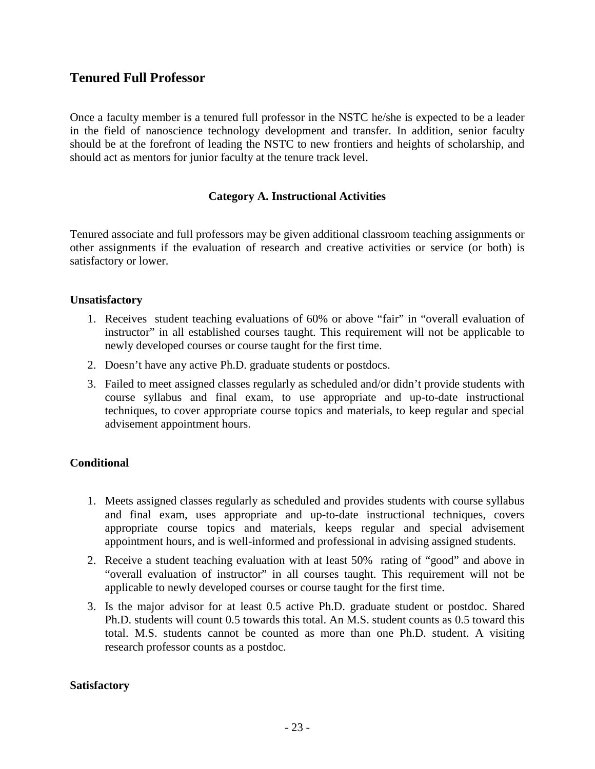## Tenured Full Professor

Once a faculty member is a tenured full professor in the NSTC he/she is expected to be a leader in the field of nanoscience technology development and transfer. In addition, senior faculty should be at the forefront of leading the NSTC to new frontiers and heights of scholarship, and should act as mentors for junior faculty at the tenure track level.

### Category A. Instructional Activities

Tenured associate and full professors may be given additional classroom teaching assignments or other assignments if the evaluation of research and creative activities or service (or both) is satisfactory or lower.

**Unsatisfactory**

1. Receives student teaching evaluations of 60% or above "fair" in "overall evaluation of instructor" in all established courses taught. This requirement will not be applicable to newly developed courses or course taught for the first time.
2. Doesn't have any active Ph.D. graduate students or postdocs.
3. Failed to meet assigned classes regularly as scheduled and/or didn't provide students with course syllabus and final exam, to use appropriate and up-to-date instructional techniques, to cover appropriate course topics and materials, to keep regular and special advisement appointment hours.

**Conditional**

1. Meets assigned classes regularly as scheduled and provides students with course syllabus and final exam, uses appropriate and up-to-date instructional techniques, covers appropriate course topics and materials, keeps regular and special advisement appointment hours, and is well-informed and professional in advising assigned students.
2. Receive a student teaching evaluation with at least 50% rating of "good" and above in "overall evaluation of instructor" in all courses taught. This requirement will not be applicable to newly developed courses or course taught for the first time.
3. Is the major advisor for at least 0.5 active Ph.D. graduate student or postdoc. Shared Ph.D. students will count 0.5 towards this total. An M.S. student counts as 0.5 toward this total. M.S. students cannot be counted as more than one Ph.D. student. A visiting research professor counts as a postdoc.

**Satisfactory**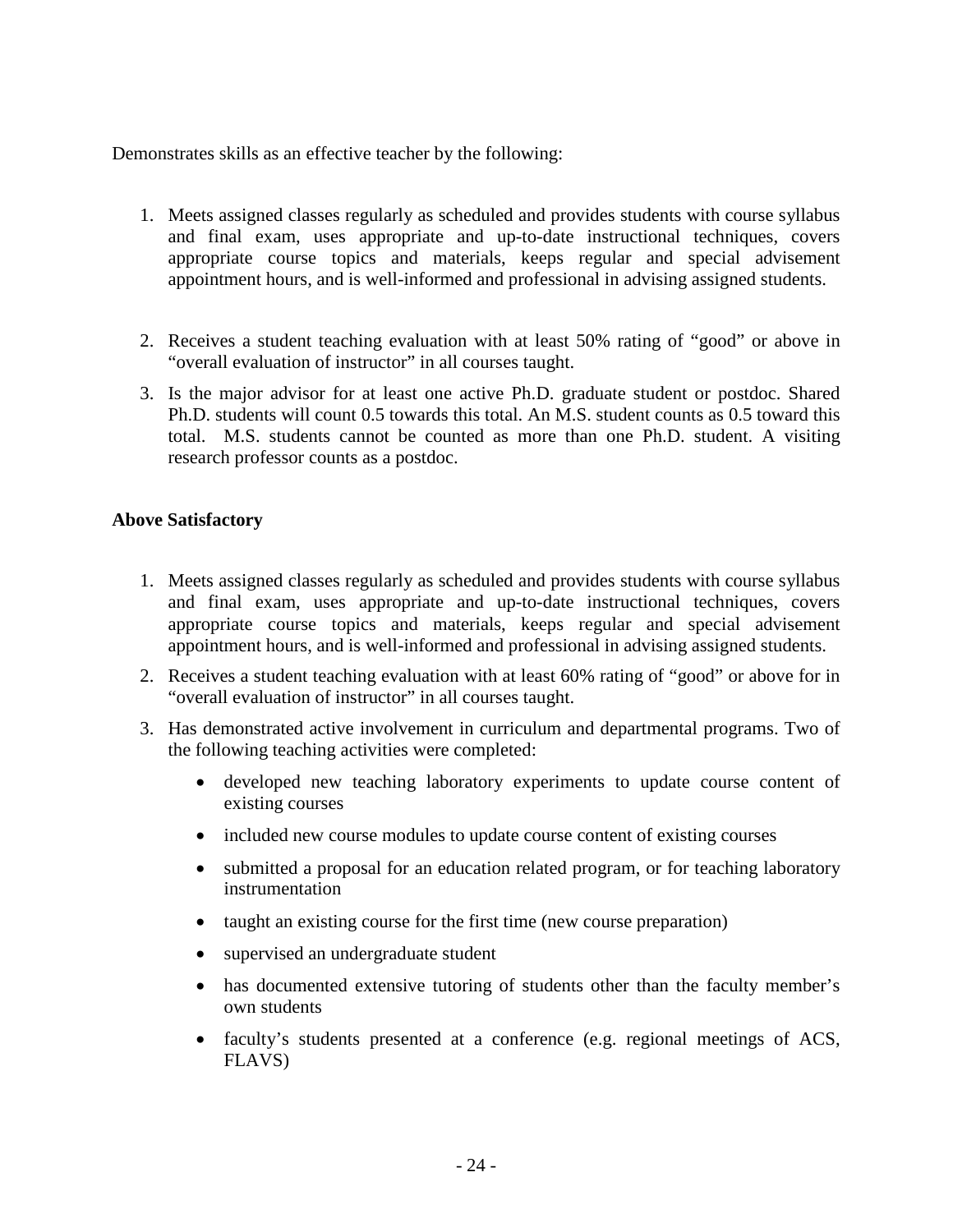Demonstrates skills as an effective teacher by the following:

1. Meets assigned classes regularly as scheduled and provides students with course syllabus and final exam, uses appropriate and up-to-date instructional techniques, covers appropriate course topics and materials, keeps regular and special advisement appointment hours, and is well-informed and professional in advising assigned students.

2. Receives a student teaching evaluation with at least 50% rating of "good" or above in "overall evaluation of instructor" in all courses taught.
3. Is the major advisor for at least one active Ph.D. graduate student or postdoc. Shared Ph.D. students will count 0.5 towards this total. An M.S. student counts as 0.5 toward this total. M.S. students cannot be counted as more than one Ph.D. student. A visiting research professor counts as a postdoc.

**Above Satisfactory**

1. Meets assigned classes regularly as scheduled and provides students with course syllabus and final exam, uses appropriate and up-to-date instructional techniques, covers appropriate course topics and materials, keeps regular and special advisement appointment hours, and is well-informed and professional in advising assigned students.
2. Receives a student teaching evaluation with at least 60% rating of "good" or above for in "overall evaluation of instructor" in all courses taught.
3. Has demonstrated active involvement in curriculum and departmental programs. Two of the following teaching activities were completed:
   - developed new teaching laboratory experiments to update course content of existing courses
   - included new course modules to update course content of existing courses
   - submitted a proposal for an education related program, or for teaching laboratory instrumentation
   - taught an existing course for the first time (new course preparation)
   - supervised an undergraduate student
   - has documented extensive tutoring of students other than the faculty member's own students
   - faculty's students presented at a conference (e.g. regional meetings of ACS, FLAVS)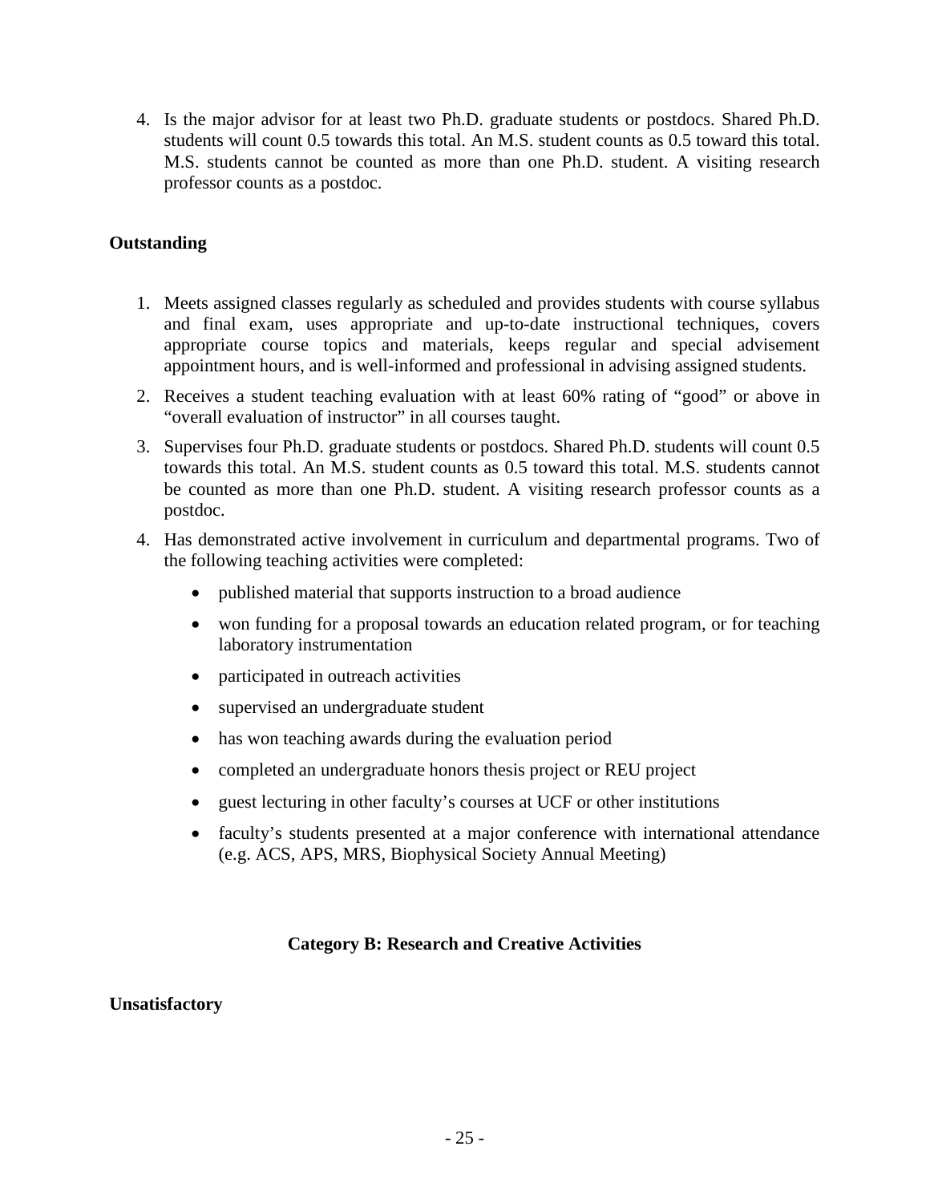4. Is the major advisor for at least two Ph.D. graduate students or postdocs. Shared Ph.D. students will count 0.5 towards this total. An M.S. student counts as 0.5 toward this total. M.S. students cannot be counted as more than one Ph.D. student. A visiting research professor counts as a postdoc.

**Outstanding**

1. Meets assigned classes regularly as scheduled and provides students with course syllabus and final exam, uses appropriate and up-to-date instructional techniques, covers appropriate course topics and materials, keeps regular and special advisement appointment hours, and is well-informed and professional in advising assigned students.
2. Receives a student teaching evaluation with at least 60% rating of "good" or above in "overall evaluation of instructor" in all courses taught.
3. Supervises four Ph.D. graduate students or postdocs. Shared Ph.D. students will count 0.5 towards this total. An M.S. student counts as 0.5 toward this total. M.S. students cannot be counted as more than one Ph.D. student. A visiting research professor counts as a postdoc.
4. Has demonstrated active involvement in curriculum and departmental programs. Two of the following teaching activities were completed:
    - published material that supports instruction to a broad audience
    - won funding for a proposal towards an education related program, or for teaching laboratory instrumentation
    - participated in outreach activities
    - supervised an undergraduate student
    - has won teaching awards during the evaluation period
    - completed an undergraduate honors thesis project or REU project
    - guest lecturing in other faculty's courses at UCF or other institutions
    - faculty's students presented at a major conference with international attendance (e.g. ACS, APS, MRS, Biophysical Society Annual Meeting)

## Category B: Research and Creative Activities

**Unsatisfactory**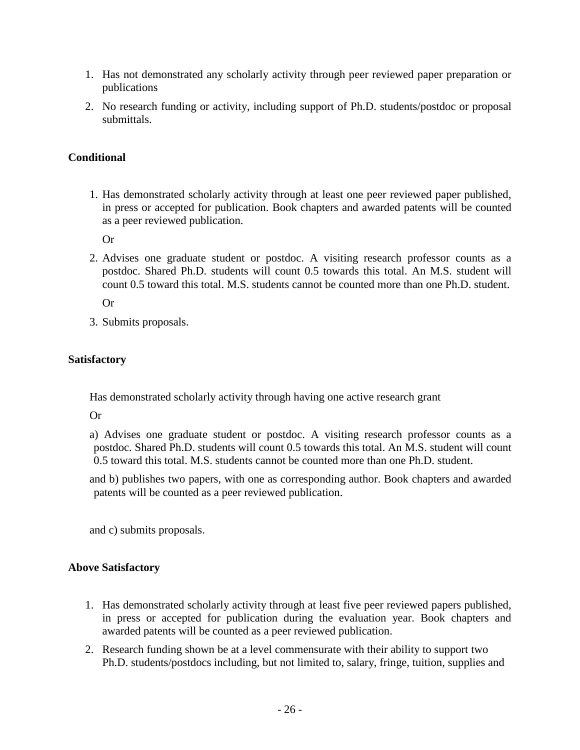1. Has not demonstrated any scholarly activity through peer reviewed paper preparation or publications
2. No research funding or activity, including support of Ph.D. students/postdoc or proposal submittals.

**Conditional**

1. Has demonstrated scholarly activity through at least one peer reviewed paper published, in press or accepted for publication. Book chapters and awarded patents will be counted as a peer reviewed publication.

   Or

2. Advises one graduate student or postdoc. A visiting research professor counts as a postdoc. Shared Ph.D. students will count 0.5 towards this total. An M.S. student will count 0.5 toward this total. M.S. students cannot be counted more than one Ph.D. student.

   Or

3. Submits proposals.

**Satisfactory**

Has demonstrated scholarly activity through having one active research grant

Or

a) Advises one graduate student or postdoc. A visiting research professor counts as a postdoc. Shared Ph.D. students will count 0.5 towards this total. An M.S. student will count 0.5 toward this total. M.S. students cannot be counted more than one Ph.D. student.

and b) publishes two papers, with one as corresponding author. Book chapters and awarded patents will be counted as a peer reviewed publication.

and c) submits proposals.

**Above Satisfactory**

1. Has demonstrated scholarly activity through at least five peer reviewed papers published, in press or accepted for publication during the evaluation year. Book chapters and awarded patents will be counted as a peer reviewed publication.
2. Research funding shown be at a level commensurate with their ability to support two Ph.D. students/postdocs including, but not limited to, salary, fringe, tuition, supplies and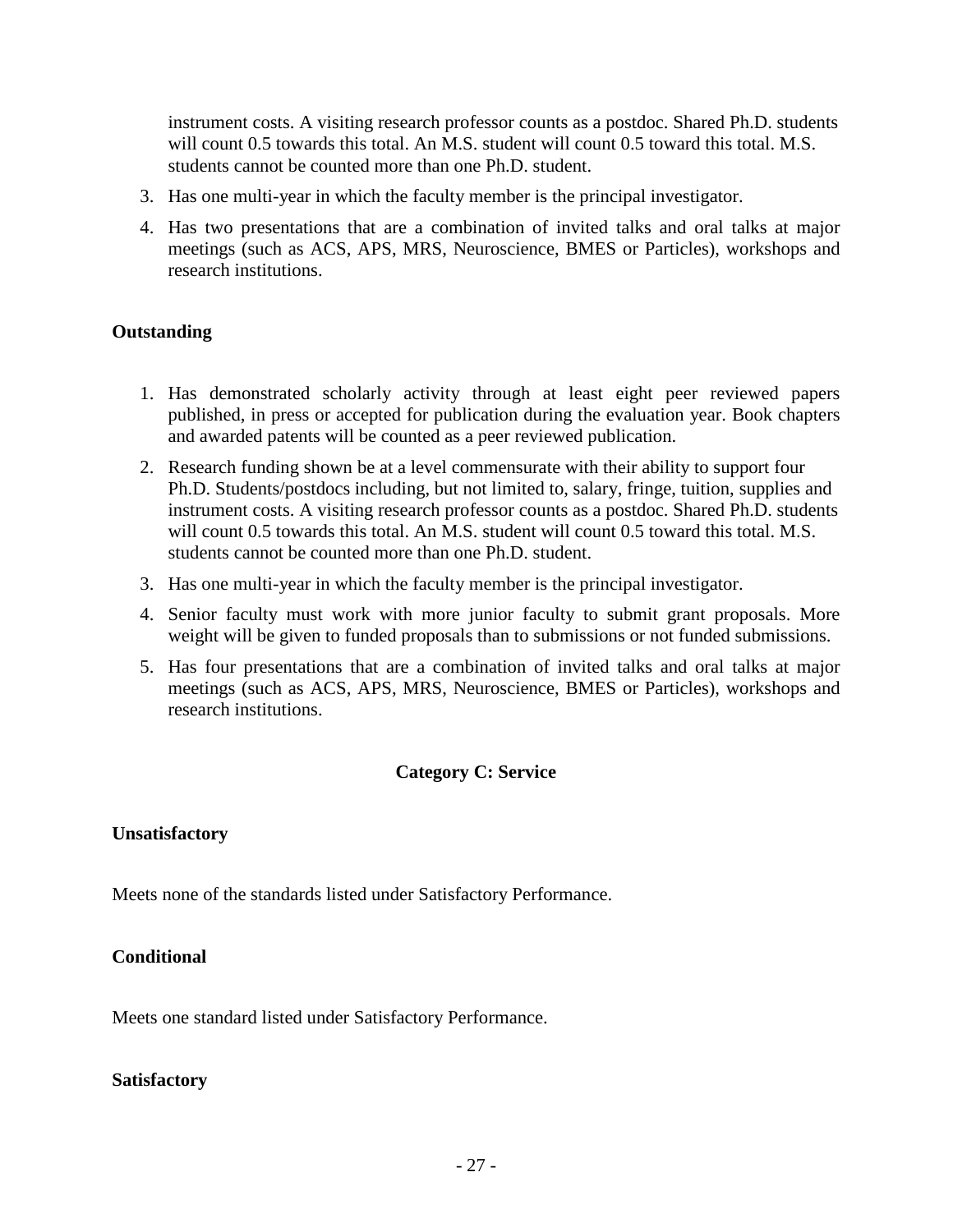instrument costs. A visiting research professor counts as a postdoc. Shared Ph.D. students will count 0.5 towards this total. An M.S. student will count 0.5 toward this total. M.S. students cannot be counted more than one Ph.D. student.

3. Has one multi-year in which the faculty member is the principal investigator.
4. Has two presentations that are a combination of invited talks and oral talks at major meetings (such as ACS, APS, MRS, Neuroscience, BMES or Particles), workshops and research institutions.

**Outstanding**

1. Has demonstrated scholarly activity through at least eight peer reviewed papers published, in press or accepted for publication during the evaluation year. Book chapters and awarded patents will be counted as a peer reviewed publication.
2. Research funding shown be at a level commensurate with their ability to support four Ph.D. Students/postdocs including, but not limited to, salary, fringe, tuition, supplies and instrument costs. A visiting research professor counts as a postdoc. Shared Ph.D. students will count 0.5 towards this total. An M.S. student will count 0.5 toward this total. M.S. students cannot be counted more than one Ph.D. student.
3. Has one multi-year in which the faculty member is the principal investigator.
4. Senior faculty must work with more junior faculty to submit grant proposals. More weight will be given to funded proposals than to submissions or not funded submissions.
5. Has four presentations that are a combination of invited talks and oral talks at major meetings (such as ACS, APS, MRS, Neuroscience, BMES or Particles), workshops and research institutions.

## Category C: Service

**Unsatisfactory**

Meets none of the standards listed under Satisfactory Performance.

**Conditional**

Meets one standard listed under Satisfactory Performance.

**Satisfactory**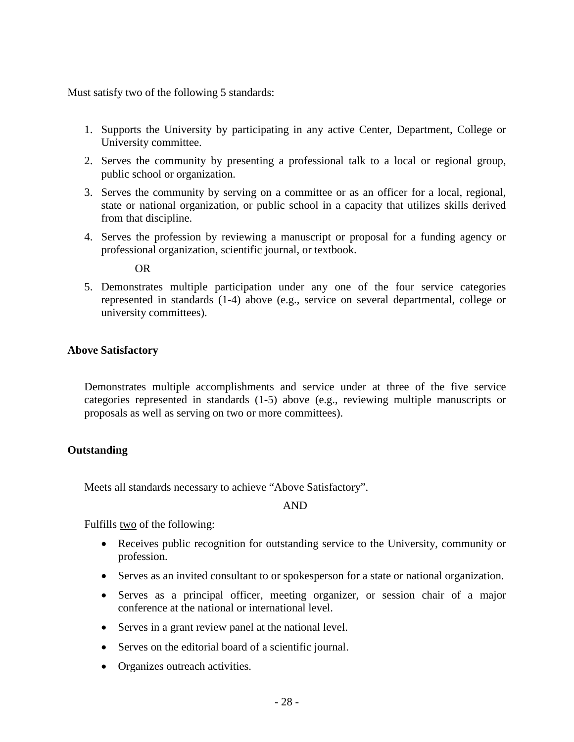Must satisfy two of the following 5 standards:

1. Supports the University by participating in any active Center, Department, College or University committee.
2. Serves the community by presenting a professional talk to a local or regional group, public school or organization.
3. Serves the community by serving on a committee or as an officer for a local, regional, state or national organization, or public school in a capacity that utilizes skills derived from that discipline.
4. Serves the profession by reviewing a manuscript or proposal for a funding agency or professional organization, scientific journal, or textbook.

   OR

5. Demonstrates multiple participation under any one of the four service categories represented in standards (1-4) above (e.g., service on several departmental, college or university committees).

**Above Satisfactory**

Demonstrates multiple accomplishments and service under at three of the five service categories represented in standards (1-5) above (e.g., reviewing multiple manuscripts or proposals as well as serving on two or more committees).

**Outstanding**

Meets all standards necessary to achieve "Above Satisfactory".

AND

Fulfills two of the following:

- Receives public recognition for outstanding service to the University, community or profession.
- Serves as an invited consultant to or spokesperson for a state or national organization.
- Serves as a principal officer, meeting organizer, or session chair of a major conference at the national or international level.
- Serves in a grant review panel at the national level.
- Serves on the editorial board of a scientific journal.
- Organizes outreach activities.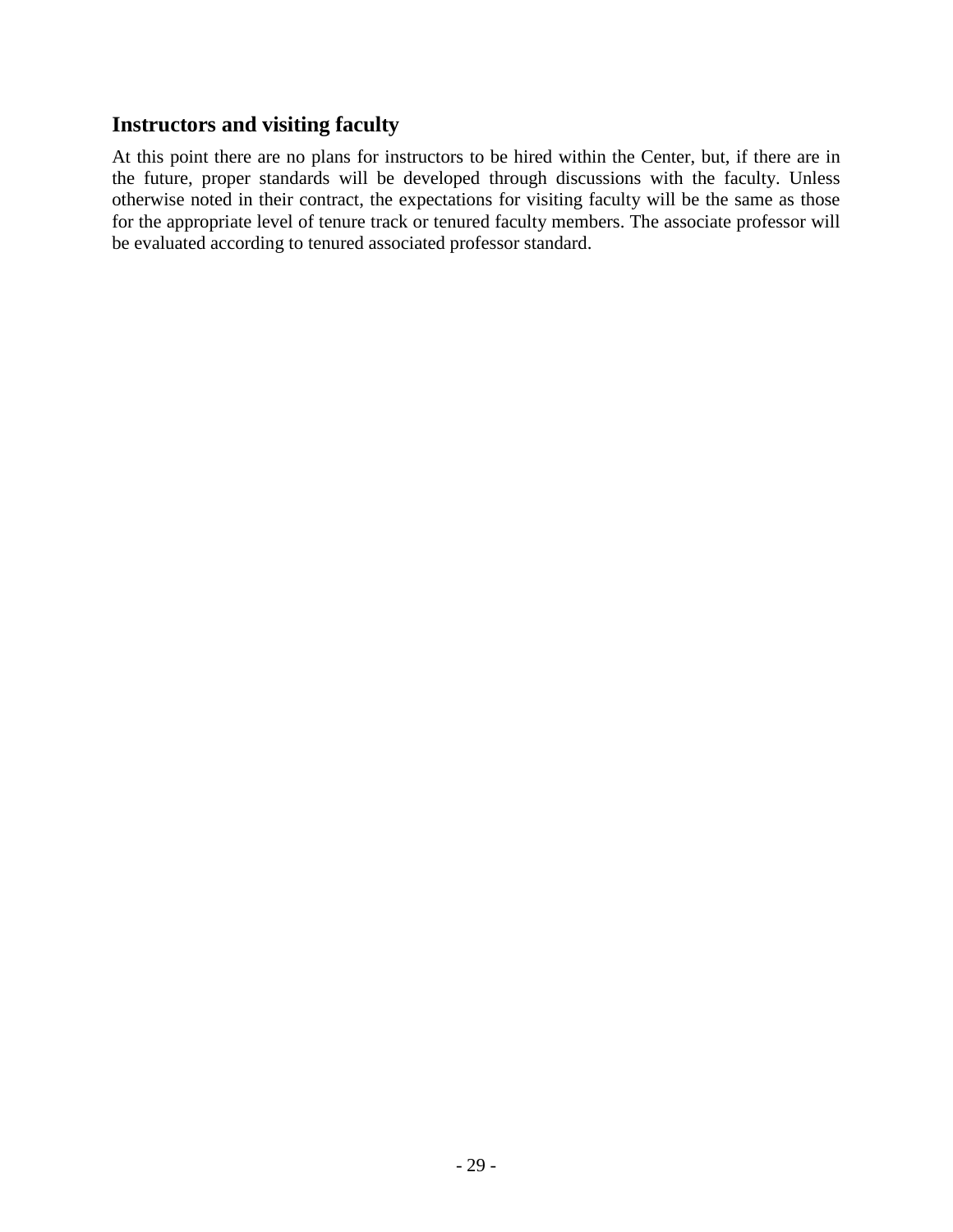## Instructors and visiting faculty

At this point there are no plans for instructors to be hired within the Center, but, if there are in the future, proper standards will be developed through discussions with the faculty. Unless otherwise noted in their contract, the expectations for visiting faculty will be the same as those for the appropriate level of tenure track or tenured faculty members. The associate professor will be evaluated according to tenured associated professor standard.